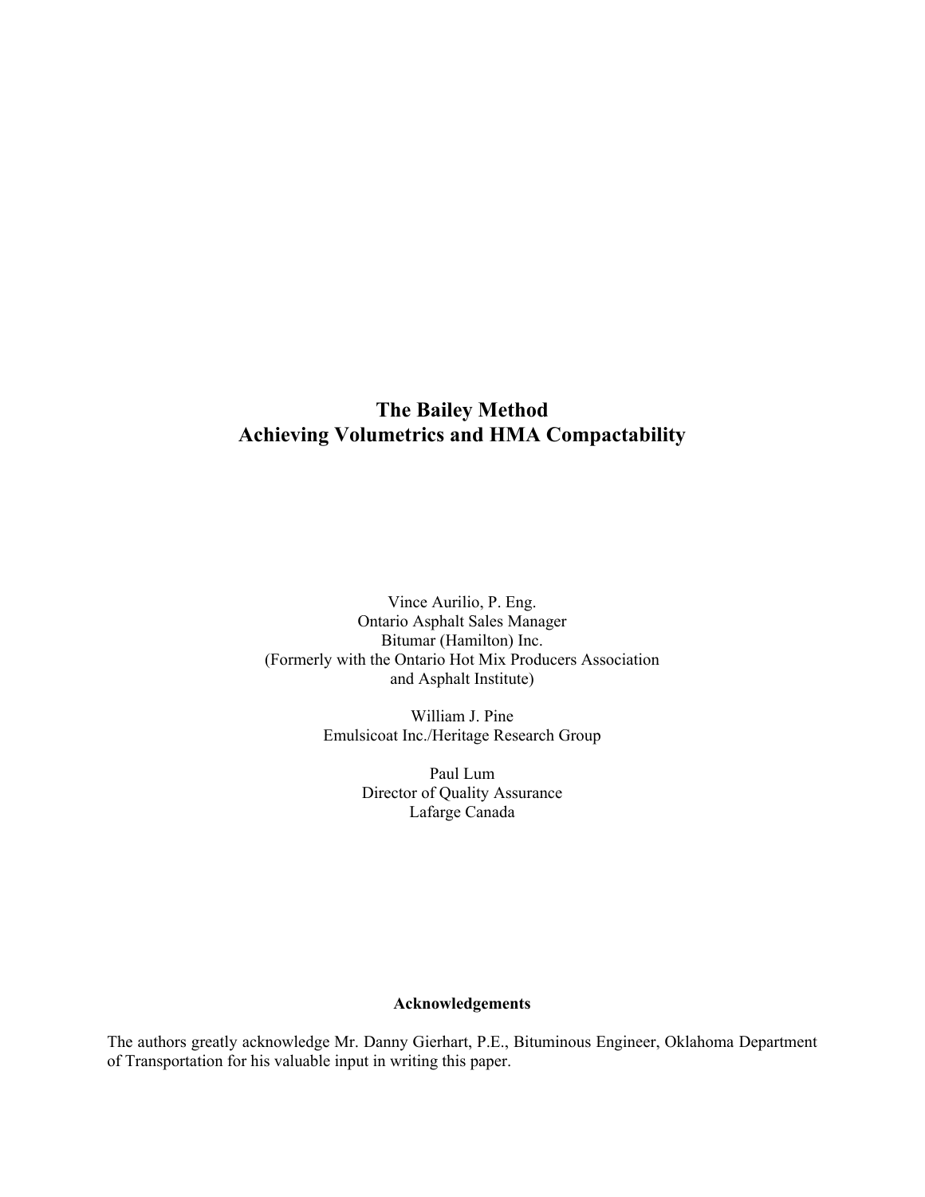# The Bailey Method
# Achieving Volumetrics and HMA Compactability

Vince Aurilio, P. Eng.
Ontario Asphalt Sales Manager
Bitumar (Hamilton) Inc.
(Formerly with the Ontario Hot Mix Producers Association
and Asphalt Institute)

William J. Pine
Emulsicoat Inc./Heritage Research Group

Paul Lum
Director of Quality Assurance
Lafarge Canada

**Acknowledgements**

The authors greatly acknowledge Mr. Danny Gierhart, P.E., Bituminous Engineer, Oklahoma Department of Transportation for his valuable input in writing this paper.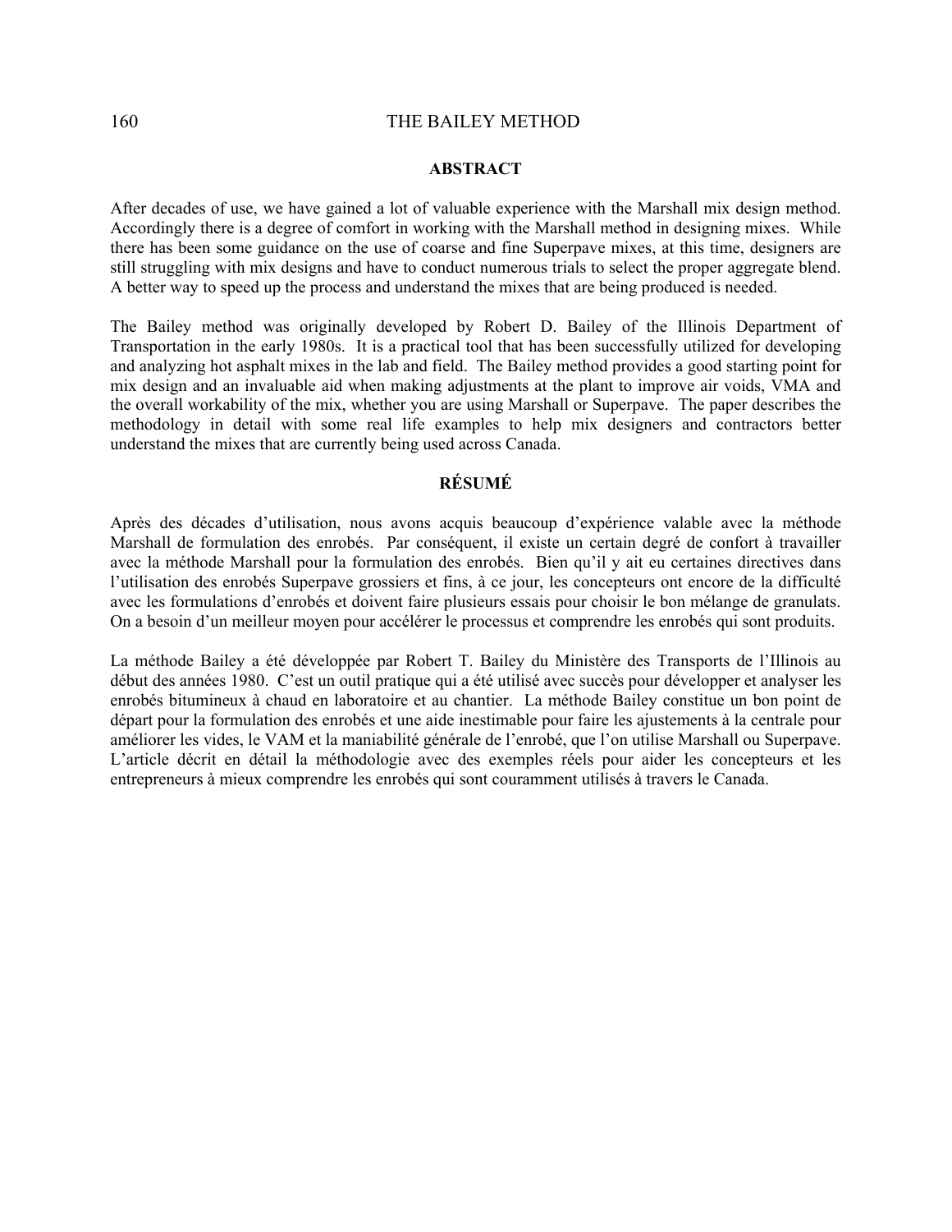## ABSTRACT

After decades of use, we have gained a lot of valuable experience with the Marshall mix design method. Accordingly there is a degree of comfort in working with the Marshall method in designing mixes. While there has been some guidance on the use of coarse and fine Superpave mixes, at this time, designers are still struggling with mix designs and have to conduct numerous trials to select the proper aggregate blend. A better way to speed up the process and understand the mixes that are being produced is needed.

The Bailey method was originally developed by Robert D. Bailey of the Illinois Department of Transportation in the early 1980s. It is a practical tool that has been successfully utilized for developing and analyzing hot asphalt mixes in the lab and field. The Bailey method provides a good starting point for mix design and an invaluable aid when making adjustments at the plant to improve air voids, VMA and the overall workability of the mix, whether you are using Marshall or Superpave. The paper describes the methodology in detail with some real life examples to help mix designers and contractors better understand the mixes that are currently being used across Canada.

## RÉSUMÉ

Après des décades d'utilisation, nous avons acquis beaucoup d'expérience valable avec la méthode Marshall de formulation des enrobés. Par conséquent, il existe un certain degré de confort à travailler avec la méthode Marshall pour la formulation des enrobés. Bien qu'il y ait eu certaines directives dans l'utilisation des enrobés Superpave grossiers et fins, à ce jour, les concepteurs ont encore de la difficulté avec les formulations d'enrobés et doivent faire plusieurs essais pour choisir le bon mélange de granulats. On a besoin d'un meilleur moyen pour accélérer le processus et comprendre les enrobés qui sont produits.

La méthode Bailey a été développée par Robert T. Bailey du Ministère des Transports de l'Illinois au début des années 1980. C'est un outil pratique qui a été utilisé avec succès pour développer et analyser les enrobés bitumineux à chaud en laboratoire et au chantier. La méthode Bailey constitue un bon point de départ pour la formulation des enrobés et une aide inestimable pour faire les ajustements à la centrale pour améliorer les vides, le VAM et la maniabilité générale de l'enrobé, que l'on utilise Marshall ou Superpave. L'article décrit en détail la méthodologie avec des exemples réels pour aider les concepteurs et les entrepreneurs à mieux comprendre les enrobés qui sont couramment utilisés à travers le Canada.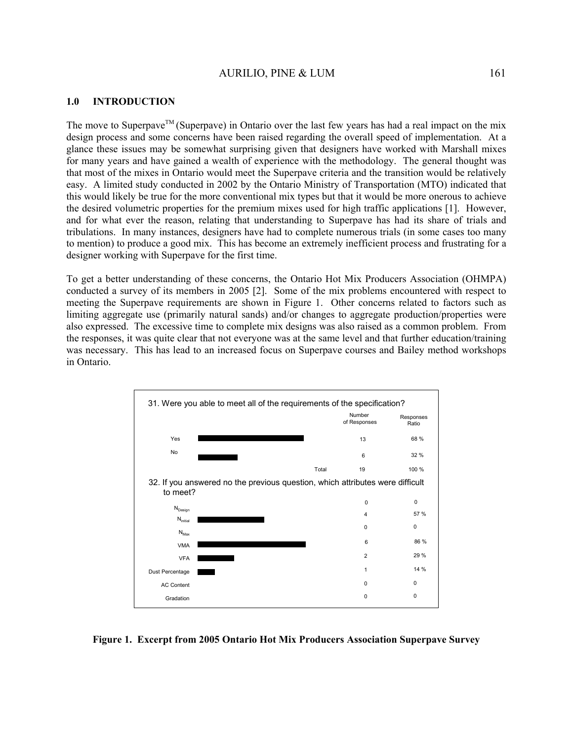## 1.0 INTRODUCTION

The move to Superpave™ (Superpave) in Ontario over the last few years has had a real impact on the mix design process and some concerns have been raised regarding the overall speed of implementation. At a glance these issues may be somewhat surprising given that designers have worked with Marshall mixes for many years and have gained a wealth of experience with the methodology. The general thought was that most of the mixes in Ontario would meet the Superpave criteria and the transition would be relatively easy. A limited study conducted in 2002 by the Ontario Ministry of Transportation (MTO) indicated that this would likely be true for the more conventional mix types but that it would be more onerous to achieve the desired volumetric properties for the premium mixes used for high traffic applications [1]. However, and for what ever the reason, relating that understanding to Superpave has had its share of trials and tribulations. In many instances, designers have had to complete numerous trials (in some cases too many to mention) to produce a good mix. This has become an extremely inefficient process and frustrating for a designer working with Superpave for the first time.

To get a better understanding of these concerns, the Ontario Hot Mix Producers Association (OHMPA) conducted a survey of its members in 2005 [2]. Some of the mix problems encountered with respect to meeting the Superpave requirements are shown in Figure 1. Other concerns related to factors such as limiting aggregate use (primarily natural sands) and/or changes to aggregate production/properties were also expressed. The excessive time to complete mix designs was also raised as a common problem. From the responses, it was quite clear that not everyone was at the same level and that further education/training was necessary. This has lead to an increased focus on Superpave courses and Bailey method workshops in Ontario.

31. Were you able to meet all of the requirements of the specification?

| | Number of Responses | Responses Ratio |
|---|---|---|
| Yes | 13 | 68 % |
| No | 6 | 32 % |
| Total | 19 | 100 % |

32. If you answered no the previous question, which attributes were difficult to meet?

| | Number of Responses | Responses Ratio |
|---|---|---|
| $N_{Design}$ | 0 | 0 |
| $N_{Initial}$ | 4 | 57 % |
| $N_{Max}$ | 0 | 0 |
| VMA | 6 | 86 % |
| VFA | 2 | 29 % |
| Dust Percentage | 1 | 14 % |
| AC Content | 0 | 0 |
| Gradation | 0 | 0 |

**Figure 1. Excerpt from 2005 Ontario Hot Mix Producers Association Superpave Survey**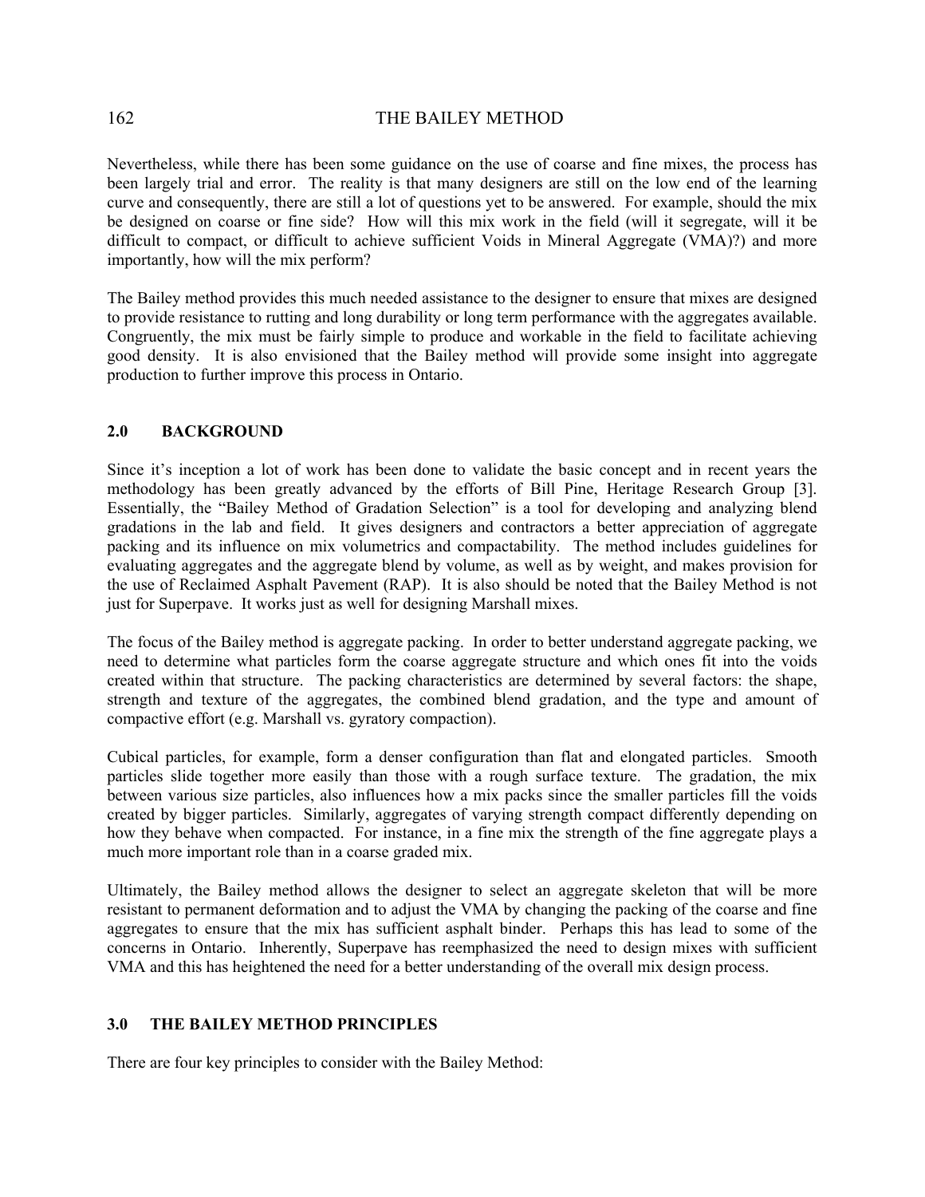Nevertheless, while there has been some guidance on the use of coarse and fine mixes, the process has been largely trial and error. The reality is that many designers are still on the low end of the learning curve and consequently, there are still a lot of questions yet to be answered. For example, should the mix be designed on coarse or fine side? How will this mix work in the field (will it segregate, will it be difficult to compact, or difficult to achieve sufficient Voids in Mineral Aggregate (VMA)?) and more importantly, how will the mix perform?

The Bailey method provides this much needed assistance to the designer to ensure that mixes are designed to provide resistance to rutting and long durability or long term performance with the aggregates available. Congruently, the mix must be fairly simple to produce and workable in the field to facilitate achieving good density. It is also envisioned that the Bailey method will provide some insight into aggregate production to further improve this process in Ontario.

## 2.0 BACKGROUND

Since it's inception a lot of work has been done to validate the basic concept and in recent years the methodology has been greatly advanced by the efforts of Bill Pine, Heritage Research Group [3]. Essentially, the "Bailey Method of Gradation Selection" is a tool for developing and analyzing blend gradations in the lab and field. It gives designers and contractors a better appreciation of aggregate packing and its influence on mix volumetrics and compactability. The method includes guidelines for evaluating aggregates and the aggregate blend by volume, as well as by weight, and makes provision for the use of Reclaimed Asphalt Pavement (RAP). It is also should be noted that the Bailey Method is not just for Superpave. It works just as well for designing Marshall mixes.

The focus of the Bailey method is aggregate packing. In order to better understand aggregate packing, we need to determine what particles form the coarse aggregate structure and which ones fit into the voids created within that structure. The packing characteristics are determined by several factors: the shape, strength and texture of the aggregates, the combined blend gradation, and the type and amount of compactive effort (e.g. Marshall vs. gyratory compaction).

Cubical particles, for example, form a denser configuration than flat and elongated particles. Smooth particles slide together more easily than those with a rough surface texture. The gradation, the mix between various size particles, also influences how a mix packs since the smaller particles fill the voids created by bigger particles. Similarly, aggregates of varying strength compact differently depending on how they behave when compacted. For instance, in a fine mix the strength of the fine aggregate plays a much more important role than in a coarse graded mix.

Ultimately, the Bailey method allows the designer to select an aggregate skeleton that will be more resistant to permanent deformation and to adjust the VMA by changing the packing of the coarse and fine aggregates to ensure that the mix has sufficient asphalt binder. Perhaps this has lead to some of the concerns in Ontario. Inherently, Superpave has reemphasized the need to design mixes with sufficient VMA and this has heightened the need for a better understanding of the overall mix design process.

## 3.0 THE BAILEY METHOD PRINCIPLES

There are four key principles to consider with the Bailey Method: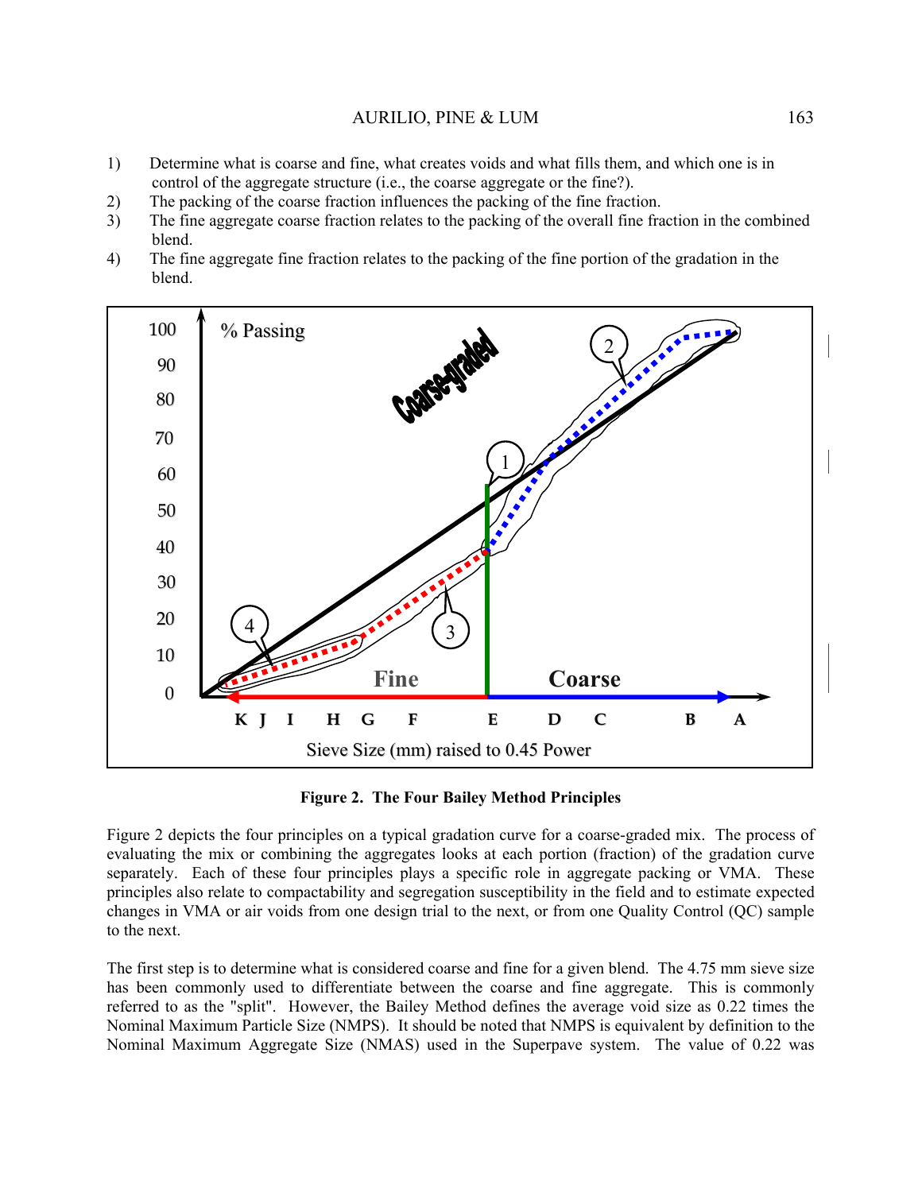1) Determine what is coarse and fine, what creates voids and what fills them, and which one is in control of the aggregate structure (i.e., the coarse aggregate or the fine?).
2) The packing of the coarse fraction influences the packing of the fine fraction.
3) The fine aggregate coarse fraction relates to the packing of the overall fine fraction in the combined blend.
4) The fine aggregate fine fraction relates to the packing of the fine portion of the gradation in the blend.

**Figure 2. The Four Bailey Method Principles**

Figure 2 depicts the four principles on a typical gradation curve for a coarse-graded mix. The process of evaluating the mix or combining the aggregates looks at each portion (fraction) of the gradation curve separately. Each of these four principles plays a specific role in aggregate packing or VMA. These principles also relate to compactability and segregation susceptibility in the field and to estimate expected changes in VMA or air voids from one design trial to the next, or from one Quality Control (QC) sample to the next.

The first step is to determine what is considered coarse and fine for a given blend. The 4.75 mm sieve size has been commonly used to differentiate between the coarse and fine aggregate. This is commonly referred to as the "split". However, the Bailey Method defines the average void size as 0.22 times the Nominal Maximum Particle Size (NMPS). It should be noted that NMPS is equivalent by definition to the Nominal Maximum Aggregate Size (NMAS) used in the Superpave system. The value of 0.22 was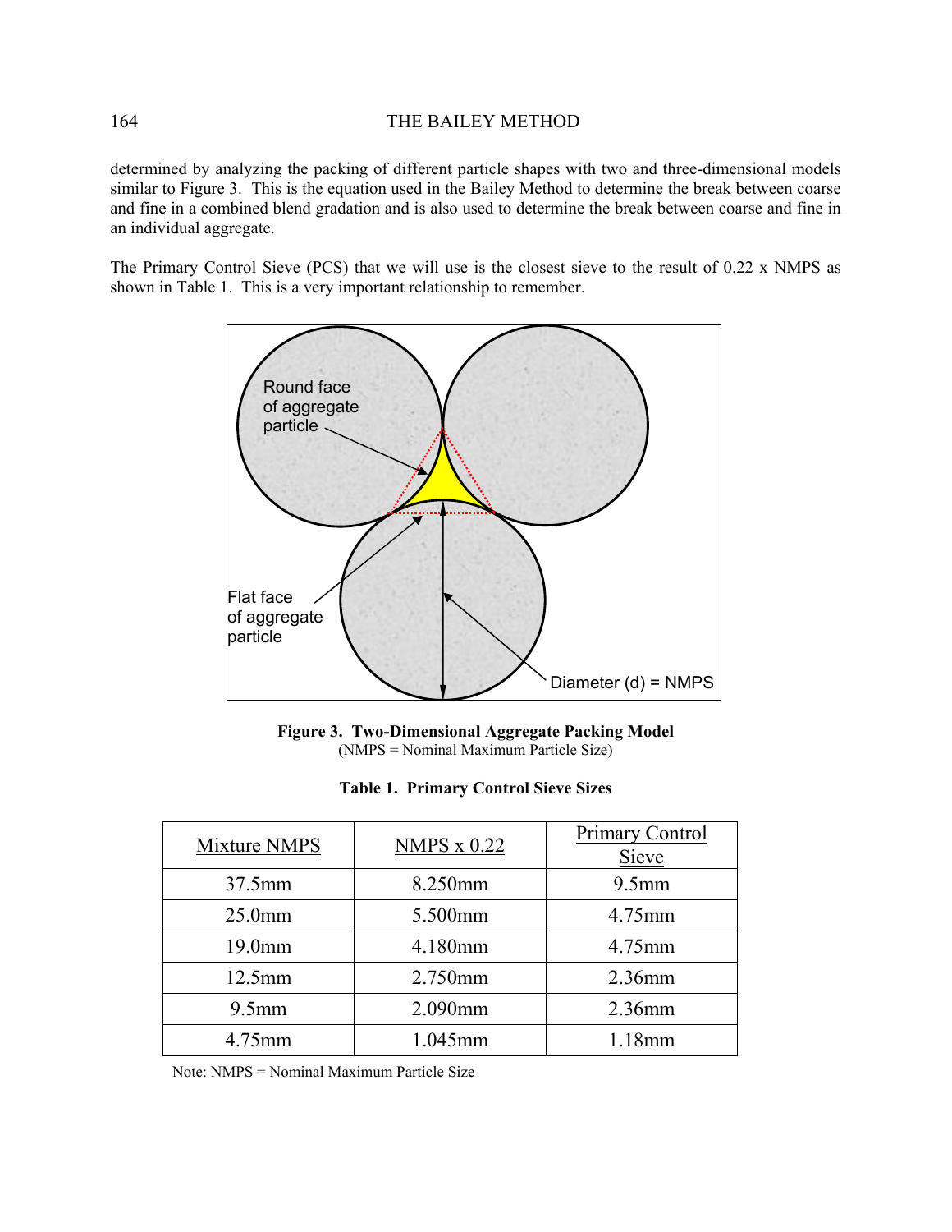determined by analyzing the packing of different particle shapes with two and three-dimensional models similar to Figure 3. This is the equation used in the Bailey Method to determine the break between coarse and fine in a combined blend gradation and is also used to determine the break between coarse and fine in an individual aggregate.

The Primary Control Sieve (PCS) that we will use is the closest sieve to the result of 0.22 x NMPS as shown in Table 1. This is a very important relationship to remember.

**Figure 3. Two-Dimensional Aggregate Packing Model**
(NMPS = Nominal Maximum Particle Size)

**Table 1. Primary Control Sieve Sizes**

| Mixture NMPS | NMPS x 0.22 | Primary Control Sieve |
|---|---|---|
| 37.5mm | 8.250mm | 9.5mm |
| 25.0mm | 5.500mm | 4.75mm |
| 19.0mm | 4.180mm | 4.75mm |
| 12.5mm | 2.750mm | 2.36mm |
| 9.5mm | 2.090mm | 2.36mm |
| 4.75mm | 1.045mm | 1.18mm |

Note: NMPS = Nominal Maximum Particle Size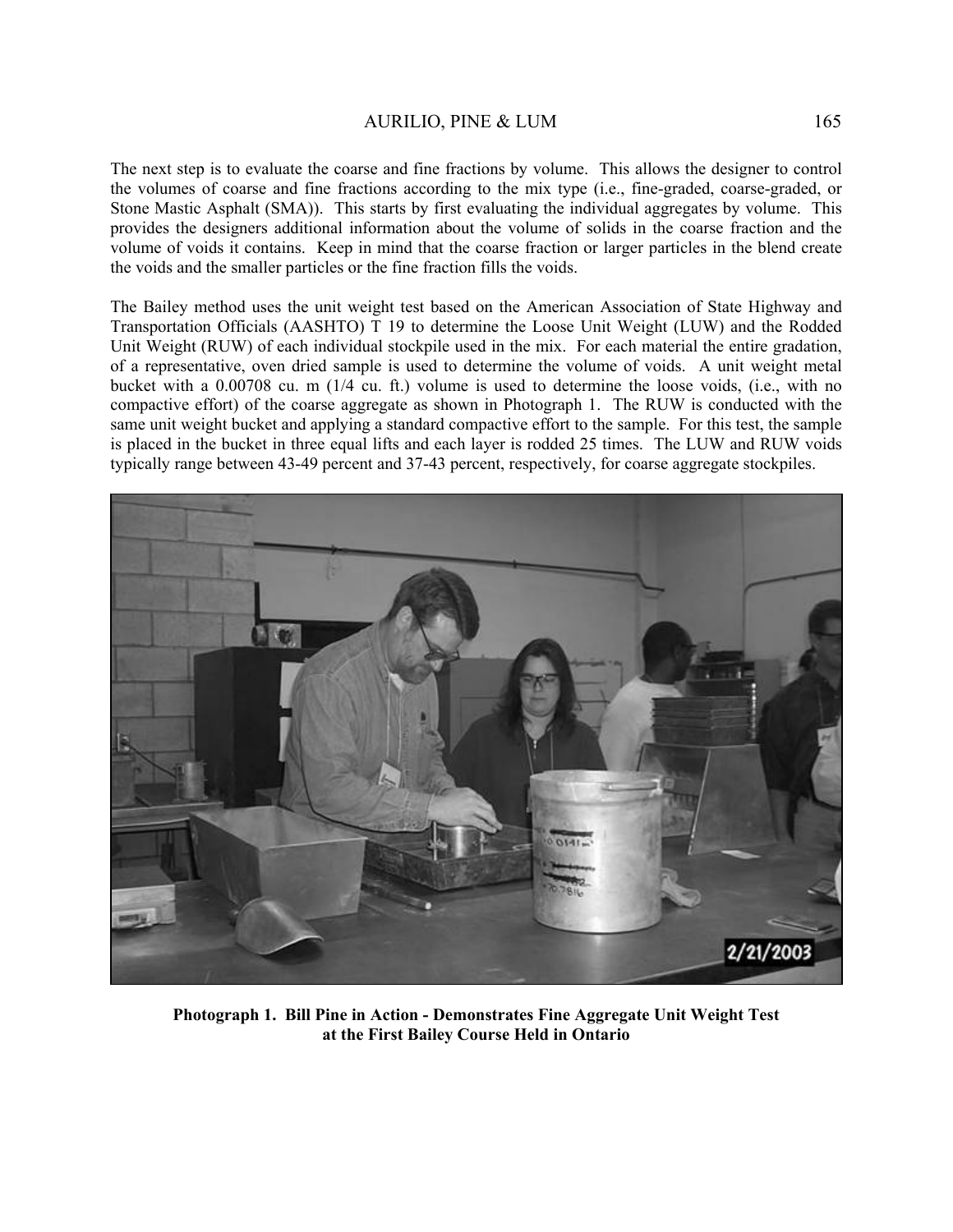The next step is to evaluate the coarse and fine fractions by volume. This allows the designer to control the volumes of coarse and fine fractions according to the mix type (i.e., fine-graded, coarse-graded, or Stone Mastic Asphalt (SMA)). This starts by first evaluating the individual aggregates by volume. This provides the designers additional information about the volume of solids in the coarse fraction and the volume of voids it contains. Keep in mind that the coarse fraction or larger particles in the blend create the voids and the smaller particles or the fine fraction fills the voids.

The Bailey method uses the unit weight test based on the American Association of State Highway and Transportation Officials (AASHTO) T 19 to determine the Loose Unit Weight (LUW) and the Rodded Unit Weight (RUW) of each individual stockpile used in the mix. For each material the entire gradation, of a representative, oven dried sample is used to determine the volume of voids. A unit weight metal bucket with a 0.00708 cu. m (1/4 cu. ft.) volume is used to determine the loose voids, (i.e., with no compactive effort) of the coarse aggregate as shown in Photograph 1. The RUW is conducted with the same unit weight bucket and applying a standard compactive effort to the sample. For this test, the sample is placed in the bucket in three equal lifts and each layer is rodded 25 times. The LUW and RUW voids typically range between 43-49 percent and 37-43 percent, respectively, for coarse aggregate stockpiles.

**Photograph 1. Bill Pine in Action - Demonstrates Fine Aggregate Unit Weight Test at the First Bailey Course Held in Ontario**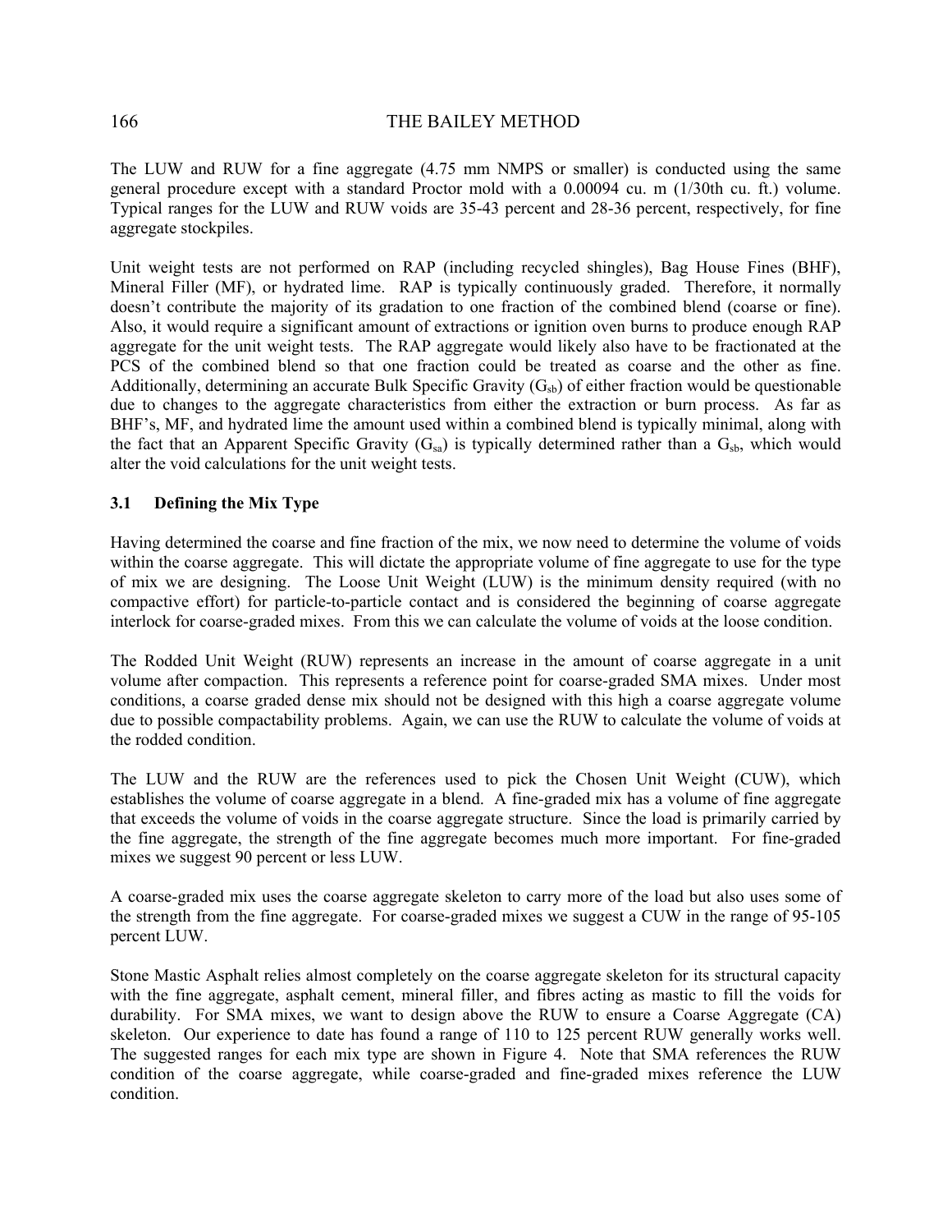The LUW and RUW for a fine aggregate (4.75 mm NMPS or smaller) is conducted using the same general procedure except with a standard Proctor mold with a 0.00094 cu. m (1/30th cu. ft.) volume. Typical ranges for the LUW and RUW voids are 35-43 percent and 28-36 percent, respectively, for fine aggregate stockpiles.

Unit weight tests are not performed on RAP (including recycled shingles), Bag House Fines (BHF), Mineral Filler (MF), or hydrated lime. RAP is typically continuously graded. Therefore, it normally doesn't contribute the majority of its gradation to one fraction of the combined blend (coarse or fine). Also, it would require a significant amount of extractions or ignition oven burns to produce enough RAP aggregate for the unit weight tests. The RAP aggregate would likely also have to be fractionated at the PCS of the combined blend so that one fraction could be treated as coarse and the other as fine. Additionally, determining an accurate Bulk Specific Gravity ($G_{sb}$) of either fraction would be questionable due to changes to the aggregate characteristics from either the extraction or burn process. As far as BHF's, MF, and hydrated lime the amount used within a combined blend is typically minimal, along with the fact that an Apparent Specific Gravity ($G_{sa}$) is typically determined rather than a $G_{sb}$, which would alter the void calculations for the unit weight tests.

### 3.1 Defining the Mix Type

Having determined the coarse and fine fraction of the mix, we now need to determine the volume of voids within the coarse aggregate. This will dictate the appropriate volume of fine aggregate to use for the type of mix we are designing. The Loose Unit Weight (LUW) is the minimum density required (with no compactive effort) for particle-to-particle contact and is considered the beginning of coarse aggregate interlock for coarse-graded mixes. From this we can calculate the volume of voids at the loose condition.

The Rodded Unit Weight (RUW) represents an increase in the amount of coarse aggregate in a unit volume after compaction. This represents a reference point for coarse-graded SMA mixes. Under most conditions, a coarse graded dense mix should not be designed with this high a coarse aggregate volume due to possible compactability problems. Again, we can use the RUW to calculate the volume of voids at the rodded condition.

The LUW and the RUW are the references used to pick the Chosen Unit Weight (CUW), which establishes the volume of coarse aggregate in a blend. A fine-graded mix has a volume of fine aggregate that exceeds the volume of voids in the coarse aggregate structure. Since the load is primarily carried by the fine aggregate, the strength of the fine aggregate becomes much more important. For fine-graded mixes we suggest 90 percent or less LUW.

A coarse-graded mix uses the coarse aggregate skeleton to carry more of the load but also uses some of the strength from the fine aggregate. For coarse-graded mixes we suggest a CUW in the range of 95-105 percent LUW.

Stone Mastic Asphalt relies almost completely on the coarse aggregate skeleton for its structural capacity with the fine aggregate, asphalt cement, mineral filler, and fibres acting as mastic to fill the voids for durability. For SMA mixes, we want to design above the RUW to ensure a Coarse Aggregate (CA) skeleton. Our experience to date has found a range of 110 to 125 percent RUW generally works well. The suggested ranges for each mix type are shown in Figure 4. Note that SMA references the RUW condition of the coarse aggregate, while coarse-graded and fine-graded mixes reference the LUW condition.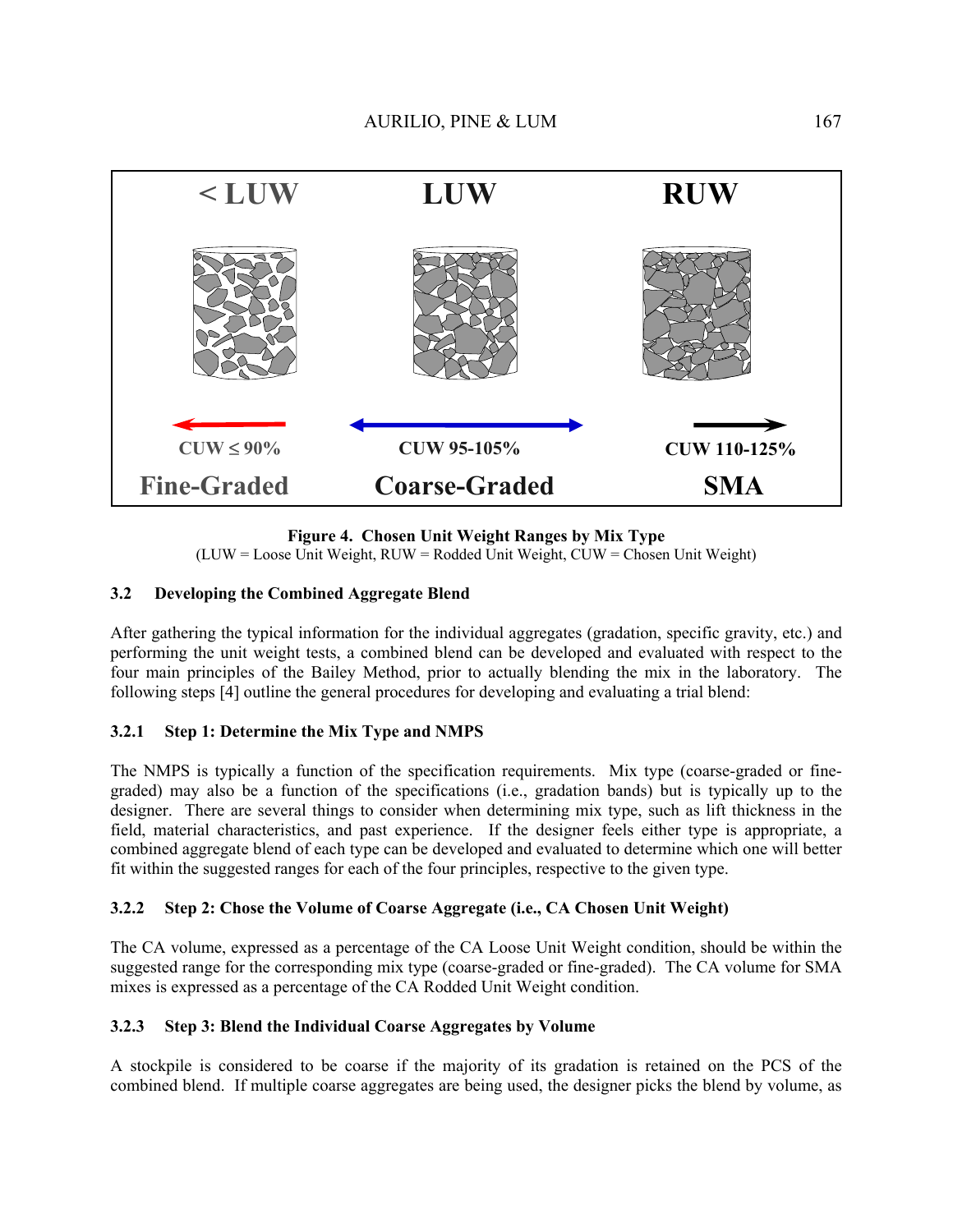**Figure 4. Chosen Unit Weight Ranges by Mix Type**
(LUW = Loose Unit Weight, RUW = Rodded Unit Weight, CUW = Chosen Unit Weight)

### 3.2 Developing the Combined Aggregate Blend

After gathering the typical information for the individual aggregates (gradation, specific gravity, etc.) and performing the unit weight tests, a combined blend can be developed and evaluated with respect to the four main principles of the Bailey Method, prior to actually blending the mix in the laboratory. The following steps [4] outline the general procedures for developing and evaluating a trial blend:

#### 3.2.1 Step 1: Determine the Mix Type and NMPS

The NMPS is typically a function of the specification requirements. Mix type (coarse-graded or fine-graded) may also be a function of the specifications (i.e., gradation bands) but is typically up to the designer. There are several things to consider when determining mix type, such as lift thickness in the field, material characteristics, and past experience. If the designer feels either type is appropriate, a combined aggregate blend of each type can be developed and evaluated to determine which one will better fit within the suggested ranges for each of the four principles, respective to the given type.

#### 3.2.2 Step 2: Chose the Volume of Coarse Aggregate (i.e., CA Chosen Unit Weight)

The CA volume, expressed as a percentage of the CA Loose Unit Weight condition, should be within the suggested range for the corresponding mix type (coarse-graded or fine-graded). The CA volume for SMA mixes is expressed as a percentage of the CA Rodded Unit Weight condition.

#### 3.2.3 Step 3: Blend the Individual Coarse Aggregates by Volume

A stockpile is considered to be coarse if the majority of its gradation is retained on the PCS of the combined blend. If multiple coarse aggregates are being used, the designer picks the blend by volume, as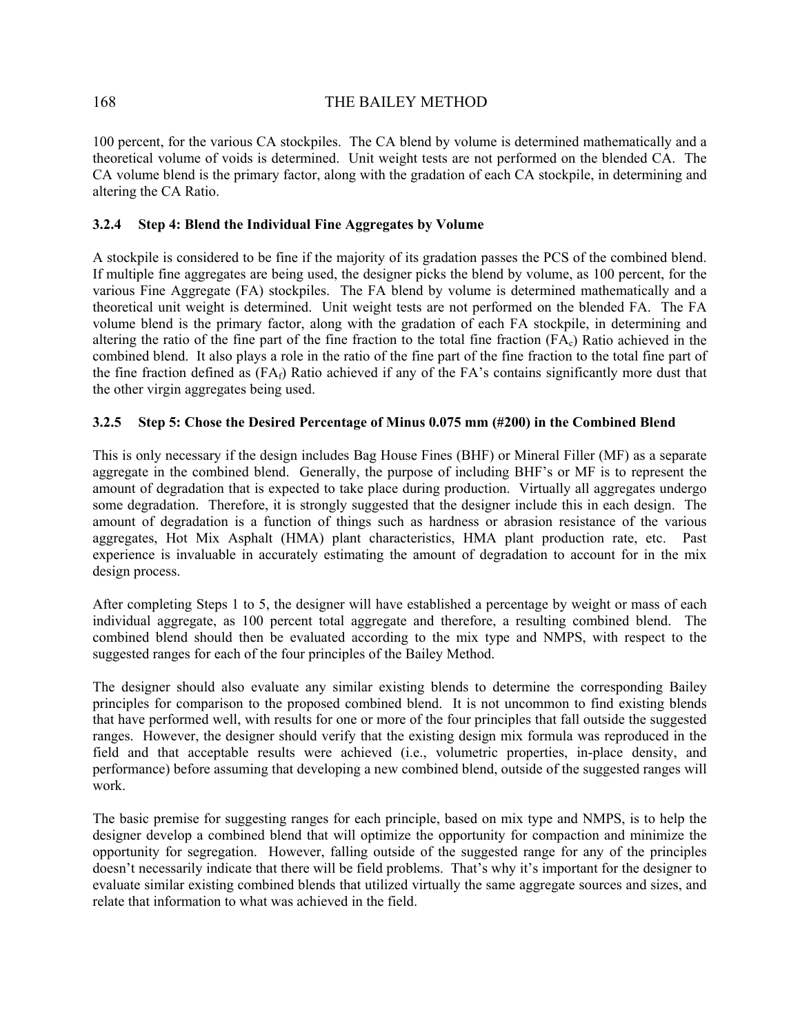100 percent, for the various CA stockpiles. The CA blend by volume is determined mathematically and a theoretical volume of voids is determined. Unit weight tests are not performed on the blended CA. The CA volume blend is the primary factor, along with the gradation of each CA stockpile, in determining and altering the CA Ratio.

### 3.2.4 Step 4: Blend the Individual Fine Aggregates by Volume

A stockpile is considered to be fine if the majority of its gradation passes the PCS of the combined blend. If multiple fine aggregates are being used, the designer picks the blend by volume, as 100 percent, for the various Fine Aggregate (FA) stockpiles. The FA blend by volume is determined mathematically and a theoretical unit weight is determined. Unit weight tests are not performed on the blended FA. The FA volume blend is the primary factor, along with the gradation of each FA stockpile, in determining and altering the ratio of the fine part of the fine fraction to the total fine fraction ($FA_c$) Ratio achieved in the combined blend. It also plays a role in the ratio of the fine part of the fine fraction to the total fine part of the fine fraction defined as ($FA_f$) Ratio achieved if any of the FA's contains significantly more dust that the other virgin aggregates being used.

### 3.2.5 Step 5: Chose the Desired Percentage of Minus 0.075 mm (#200) in the Combined Blend

This is only necessary if the design includes Bag House Fines (BHF) or Mineral Filler (MF) as a separate aggregate in the combined blend. Generally, the purpose of including BHF's or MF is to represent the amount of degradation that is expected to take place during production. Virtually all aggregates undergo some degradation. Therefore, it is strongly suggested that the designer include this in each design. The amount of degradation is a function of things such as hardness or abrasion resistance of the various aggregates, Hot Mix Asphalt (HMA) plant characteristics, HMA plant production rate, etc. Past experience is invaluable in accurately estimating the amount of degradation to account for in the mix design process.

After completing Steps 1 to 5, the designer will have established a percentage by weight or mass of each individual aggregate, as 100 percent total aggregate and therefore, a resulting combined blend. The combined blend should then be evaluated according to the mix type and NMPS, with respect to the suggested ranges for each of the four principles of the Bailey Method.

The designer should also evaluate any similar existing blends to determine the corresponding Bailey principles for comparison to the proposed combined blend. It is not uncommon to find existing blends that have performed well, with results for one or more of the four principles that fall outside the suggested ranges. However, the designer should verify that the existing design mix formula was reproduced in the field and that acceptable results were achieved (i.e., volumetric properties, in-place density, and performance) before assuming that developing a new combined blend, outside of the suggested ranges will work.

The basic premise for suggesting ranges for each principle, based on mix type and NMPS, is to help the designer develop a combined blend that will optimize the opportunity for compaction and minimize the opportunity for segregation. However, falling outside of the suggested range for any of the principles doesn't necessarily indicate that there will be field problems. That's why it's important for the designer to evaluate similar existing combined blends that utilized virtually the same aggregate sources and sizes, and relate that information to what was achieved in the field.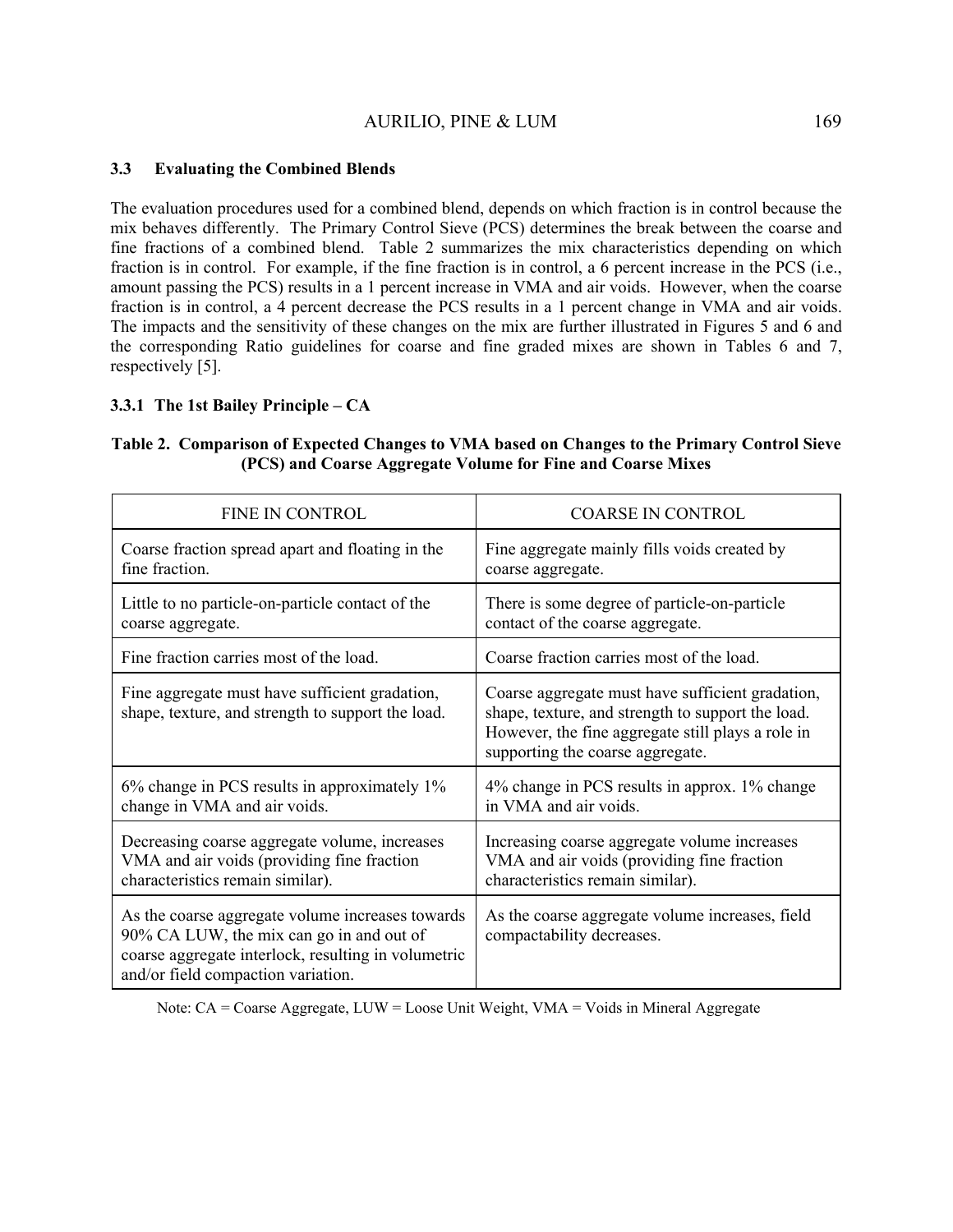### 3.3 Evaluating the Combined Blends

The evaluation procedures used for a combined blend, depends on which fraction is in control because the mix behaves differently. The Primary Control Sieve (PCS) determines the break between the coarse and fine fractions of a combined blend. Table 2 summarizes the mix characteristics depending on which fraction is in control. For example, if the fine fraction is in control, a 6 percent increase in the PCS (i.e., amount passing the PCS) results in a 1 percent increase in VMA and air voids. However, when the coarse fraction is in control, a 4 percent decrease the PCS results in a 1 percent change in VMA and air voids. The impacts and the sensitivity of these changes on the mix are further illustrated in Figures 5 and 6 and the corresponding Ratio guidelines for coarse and fine graded mixes are shown in Tables 6 and 7, respectively [5].

#### 3.3.1 The 1st Bailey Principle – CA

**Table 2. Comparison of Expected Changes to VMA based on Changes to the Primary Control Sieve (PCS) and Coarse Aggregate Volume for Fine and Coarse Mixes**

| FINE IN CONTROL | COARSE IN CONTROL |
| --- | --- |
| Coarse fraction spread apart and floating in the fine fraction. | Fine aggregate mainly fills voids created by coarse aggregate. |
| Little to no particle-on-particle contact of the coarse aggregate. | There is some degree of particle-on-particle contact of the coarse aggregate. |
| Fine fraction carries most of the load. | Coarse fraction carries most of the load. |
| Fine aggregate must have sufficient gradation, shape, texture, and strength to support the load. | Coarse aggregate must have sufficient gradation, shape, texture, and strength to support the load. However, the fine aggregate still plays a role in supporting the coarse aggregate. |
| 6% change in PCS results in approximately 1% change in VMA and air voids. | 4% change in PCS results in approx. 1% change in VMA and air voids. |
| Decreasing coarse aggregate volume, increases VMA and air voids (providing fine fraction characteristics remain similar). | Increasing coarse aggregate volume increases VMA and air voids (providing fine fraction characteristics remain similar). |
| As the coarse aggregate volume increases towards 90% CA LUW, the mix can go in and out of coarse aggregate interlock, resulting in volumetric and/or field compaction variation. | As the coarse aggregate volume increases, field compactability decreases. |

Note: CA = Coarse Aggregate, LUW = Loose Unit Weight, VMA = Voids in Mineral Aggregate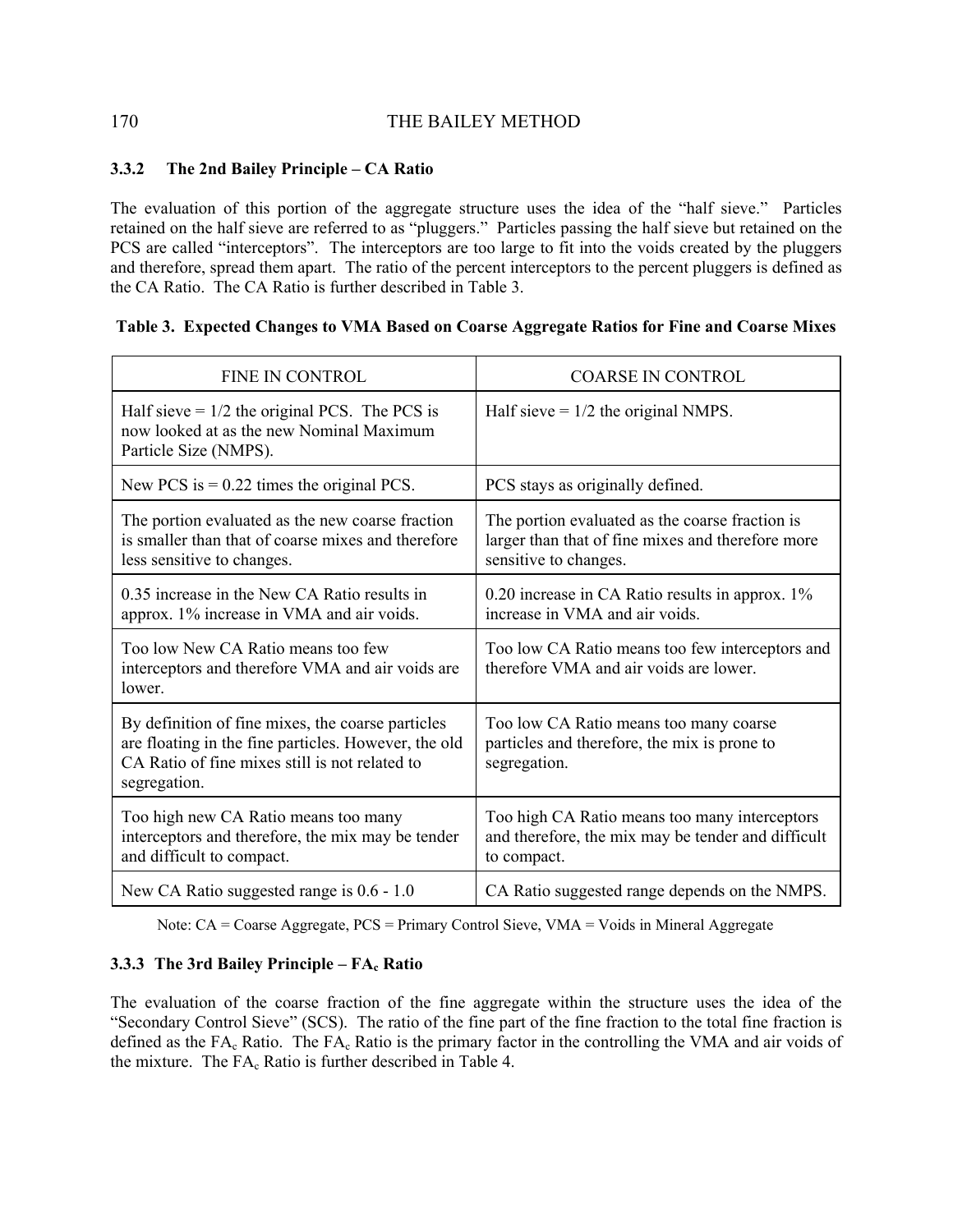### 3.3.2 The 2nd Bailey Principle – CA Ratio

The evaluation of this portion of the aggregate structure uses the idea of the "half sieve." Particles retained on the half sieve are referred to as "pluggers." Particles passing the half sieve but retained on the PCS are called "interceptors". The interceptors are too large to fit into the voids created by the pluggers and therefore, spread them apart. The ratio of the percent interceptors to the percent pluggers is defined as the CA Ratio. The CA Ratio is further described in Table 3.

**Table 3. Expected Changes to VMA Based on Coarse Aggregate Ratios for Fine and Coarse Mixes**

| FINE IN CONTROL | COARSE IN CONTROL |
|---|---|
| Half sieve = 1/2 the original PCS. The PCS is now looked at as the new Nominal Maximum Particle Size (NMPS). | Half sieve = 1/2 the original NMPS. |
| New PCS is = 0.22 times the original PCS. | PCS stays as originally defined. |
| The portion evaluated as the new coarse fraction is smaller than that of coarse mixes and therefore less sensitive to changes. | The portion evaluated as the coarse fraction is larger than that of fine mixes and therefore more sensitive to changes. |
| 0.35 increase in the New CA Ratio results in approx. 1% increase in VMA and air voids. | 0.20 increase in CA Ratio results in approx. 1% increase in VMA and air voids. |
| Too low New CA Ratio means too few interceptors and therefore VMA and air voids are lower. | Too low CA Ratio means too few interceptors and therefore VMA and air voids are lower. |
| By definition of fine mixes, the coarse particles are floating in the fine particles. However, the old CA Ratio of fine mixes still is not related to segregation. | Too low CA Ratio means too many coarse particles and therefore, the mix is prone to segregation. |
| Too high new CA Ratio means too many interceptors and therefore, the mix may be tender and difficult to compact. | Too high CA Ratio means too many interceptors and therefore, the mix may be tender and difficult to compact. |
| New CA Ratio suggested range is 0.6 - 1.0 | CA Ratio suggested range depends on the NMPS. |

Note: CA = Coarse Aggregate, PCS = Primary Control Sieve, VMA = Voids in Mineral Aggregate

### 3.3.3 The 3rd Bailey Principle – $FA_c$ Ratio

The evaluation of the coarse fraction of the fine aggregate within the structure uses the idea of the "Secondary Control Sieve" (SCS). The ratio of the fine part of the fine fraction to the total fine fraction is defined as the $FA_c$ Ratio. The $FA_c$ Ratio is the primary factor in the controlling the VMA and air voids of the mixture. The $FA_c$ Ratio is further described in Table 4.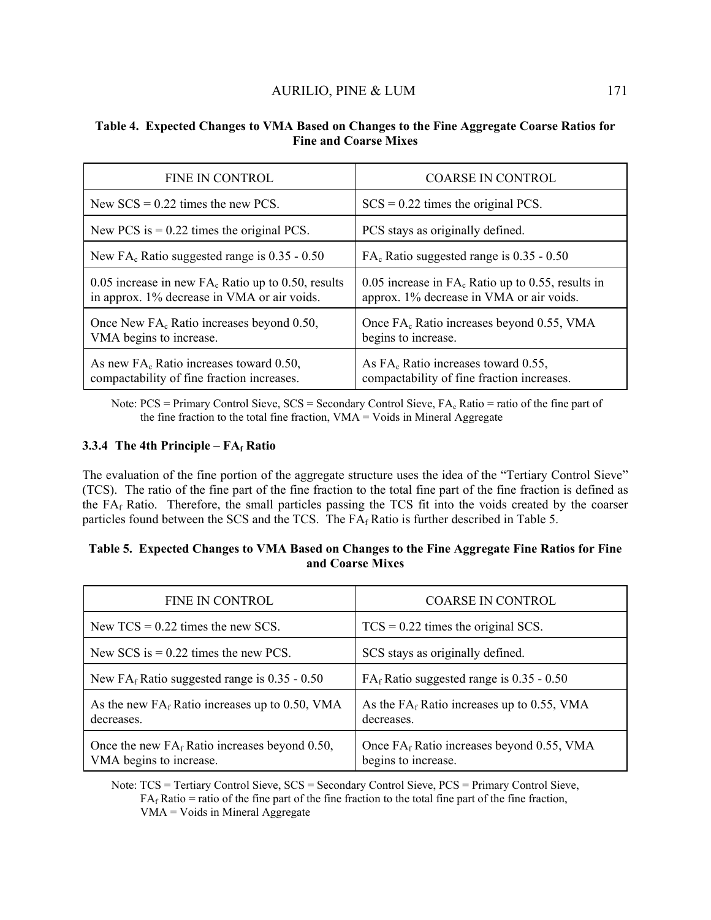**Table 4. Expected Changes to VMA Based on Changes to the Fine Aggregate Coarse Ratios for Fine and Coarse Mixes**

| FINE IN CONTROL | COARSE IN CONTROL |
| --- | --- |
| New SCS = 0.22 times the new PCS. | SCS = 0.22 times the original PCS. |
| New PCS is = 0.22 times the original PCS. | PCS stays as originally defined. |
| New $FA_c$ Ratio suggested range is 0.35 - 0.50 | $FA_c$ Ratio suggested range is 0.35 - 0.50 |
| 0.05 increase in new $FA_c$ Ratio up to 0.50, results in approx. 1% decrease in VMA or air voids. | 0.05 increase in $FA_c$ Ratio up to 0.55, results in approx. 1% decrease in VMA or air voids. |
| Once New $FA_c$ Ratio increases beyond 0.50, VMA begins to increase. | Once $FA_c$ Ratio increases beyond 0.55, VMA begins to increase. |
| As new $FA_c$ Ratio increases toward 0.50, compactability of fine fraction increases. | As $FA_c$ Ratio increases toward 0.55, compactability of fine fraction increases. |

Note: PCS = Primary Control Sieve, SCS = Secondary Control Sieve, $FA_c$ Ratio = ratio of the fine part of the fine fraction to the total fine fraction, VMA = Voids in Mineral Aggregate

### 3.3.4 The 4th Principle – $FA_f$ Ratio

The evaluation of the fine portion of the aggregate structure uses the idea of the "Tertiary Control Sieve" (TCS). The ratio of the fine part of the fine fraction to the total fine part of the fine fraction is defined as the $FA_f$ Ratio. Therefore, the small particles passing the TCS fit into the voids created by the coarser particles found between the SCS and the TCS. The $FA_f$ Ratio is further described in Table 5.

**Table 5. Expected Changes to VMA Based on Changes to the Fine Aggregate Fine Ratios for Fine and Coarse Mixes**

| FINE IN CONTROL | COARSE IN CONTROL |
| --- | --- |
| New TCS = 0.22 times the new SCS. | TCS = 0.22 times the original SCS. |
| New SCS is = 0.22 times the new PCS. | SCS stays as originally defined. |
| New $FA_f$ Ratio suggested range is 0.35 - 0.50 | $FA_f$ Ratio suggested range is 0.35 - 0.50 |
| As the new $FA_f$ Ratio increases up to 0.50, VMA decreases. | As the $FA_f$ Ratio increases up to 0.55, VMA decreases. |
| Once the new $FA_f$ Ratio increases beyond 0.50, VMA begins to increase. | Once $FA_f$ Ratio increases beyond 0.55, VMA begins to increase. |

Note: TCS = Tertiary Control Sieve, SCS = Secondary Control Sieve, PCS = Primary Control Sieve, $FA_f$ Ratio = ratio of the fine part of the fine fraction to the total fine part of the fine fraction, VMA = Voids in Mineral Aggregate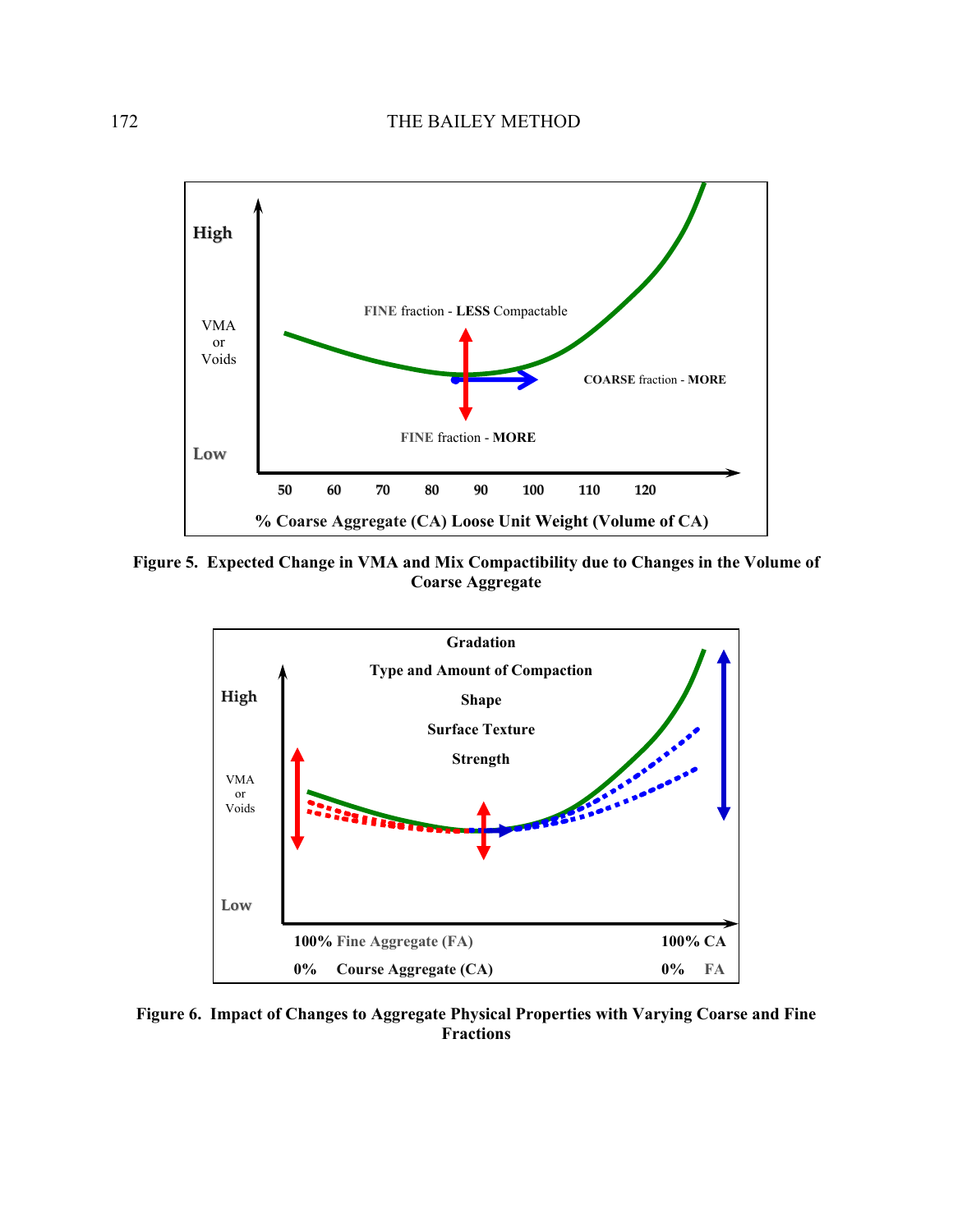High

VMA
or
Voids

Low

FINE fraction - **LESS** Compactable

COARSE fraction - **MORE**

FINE fraction - **MORE**

50 60 70 80 90 100 110 120

**% Coarse Aggregate (CA) Loose Unit Weight (Volume of CA)**

**Figure 5. Expected Change in VMA and Mix Compactibility due to Changes in the Volume of Coarse Aggregate**

**Gradation**

**Type and Amount of Compaction**

**Shape**

**Surface Texture**

**Strength**

High

VMA
or
Voids

Low

**100%** Fine Aggregate (FA) **100% CA**

**0% Course Aggregate (CA)** **0%** FA

**Figure 6. Impact of Changes to Aggregate Physical Properties with Varying Coarse and Fine Fractions**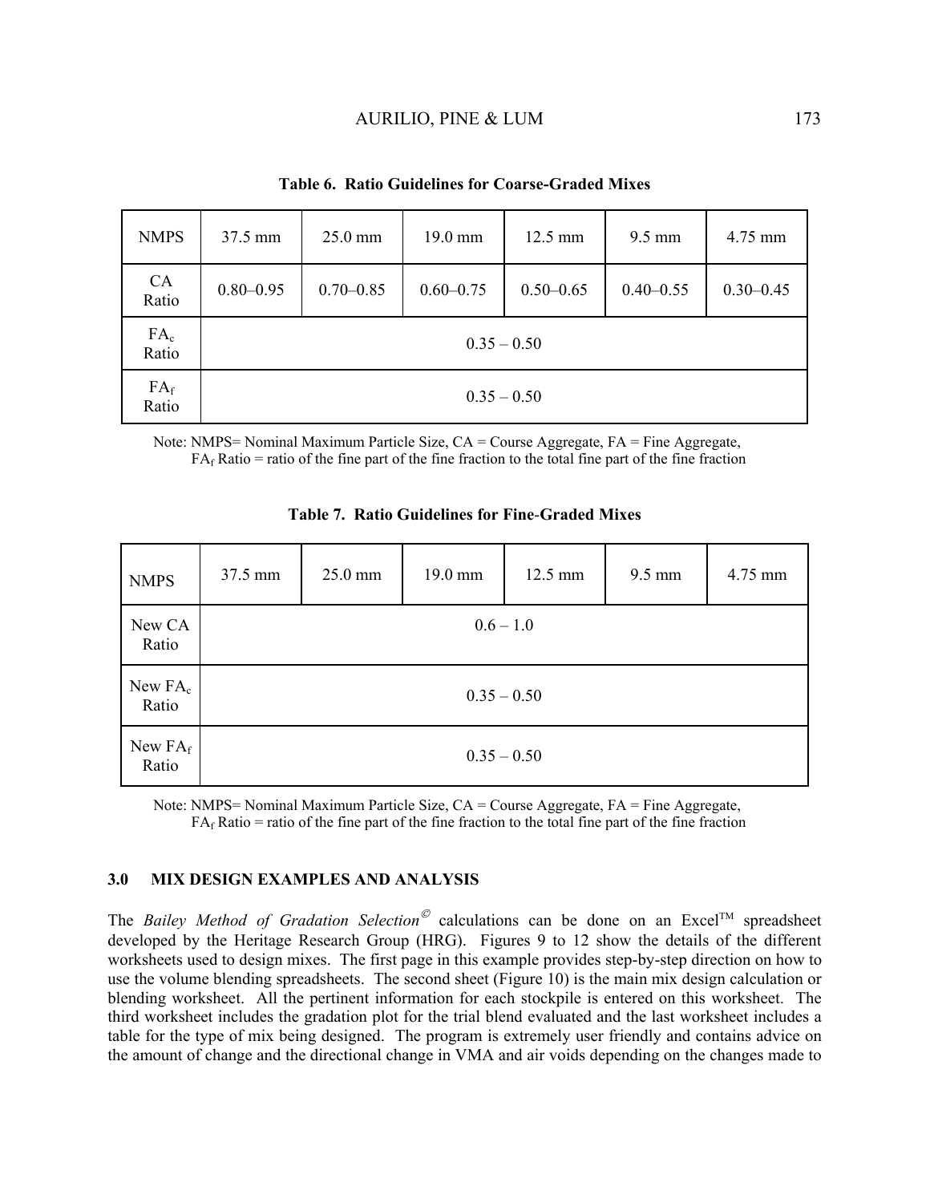**Table 6. Ratio Guidelines for Coarse-Graded Mixes**

| NMPS | 37.5 mm | 25.0 mm | 19.0 mm | 12.5 mm | 9.5 mm | 4.75 mm |
|---|---|---|---|---|---|---|
| CA Ratio | 0.80–0.95 | 0.70–0.85 | 0.60–0.75 | 0.50–0.65 | 0.40–0.55 | 0.30–0.45 |
| $FA_c$ Ratio | 0.35 – 0.50 | | | | | |
| $FA_f$ Ratio | 0.35 – 0.50 | | | | | |

Note: NMPS= Nominal Maximum Particle Size, CA = Course Aggregate, FA = Fine Aggregate,
$FA_f$ Ratio = ratio of the fine part of the fine fraction to the total fine part of the fine fraction

**Table 7. Ratio Guidelines for Fine-Graded Mixes**

| NMPS | 37.5 mm | 25.0 mm | 19.0 mm | 12.5 mm | 9.5 mm | 4.75 mm |
|---|---|---|---|---|---|---|
| New CA Ratio | 0.6 – 1.0 | | | | | |
| New $FA_c$ Ratio | 0.35 – 0.50 | | | | | |
| New $FA_f$ Ratio | 0.35 – 0.50 | | | | | |

Note: NMPS= Nominal Maximum Particle Size, CA = Course Aggregate, FA = Fine Aggregate,
$FA_f$ Ratio = ratio of the fine part of the fine fraction to the total fine part of the fine fraction

## 3.0 MIX DESIGN EXAMPLES AND ANALYSIS

The *Bailey Method of Gradation Selection*© calculations can be done on an Excel™ spreadsheet developed by the Heritage Research Group (HRG). Figures 9 to 12 show the details of the different worksheets used to design mixes. The first page in this example provides step-by-step direction on how to use the volume blending spreadsheets. The second sheet (Figure 10) is the main mix design calculation or blending worksheet. All the pertinent information for each stockpile is entered on this worksheet. The third worksheet includes the gradation plot for the trial blend evaluated and the last worksheet includes a table for the type of mix being designed. The program is extremely user friendly and contains advice on the amount of change and the directional change in VMA and air voids depending on the changes made to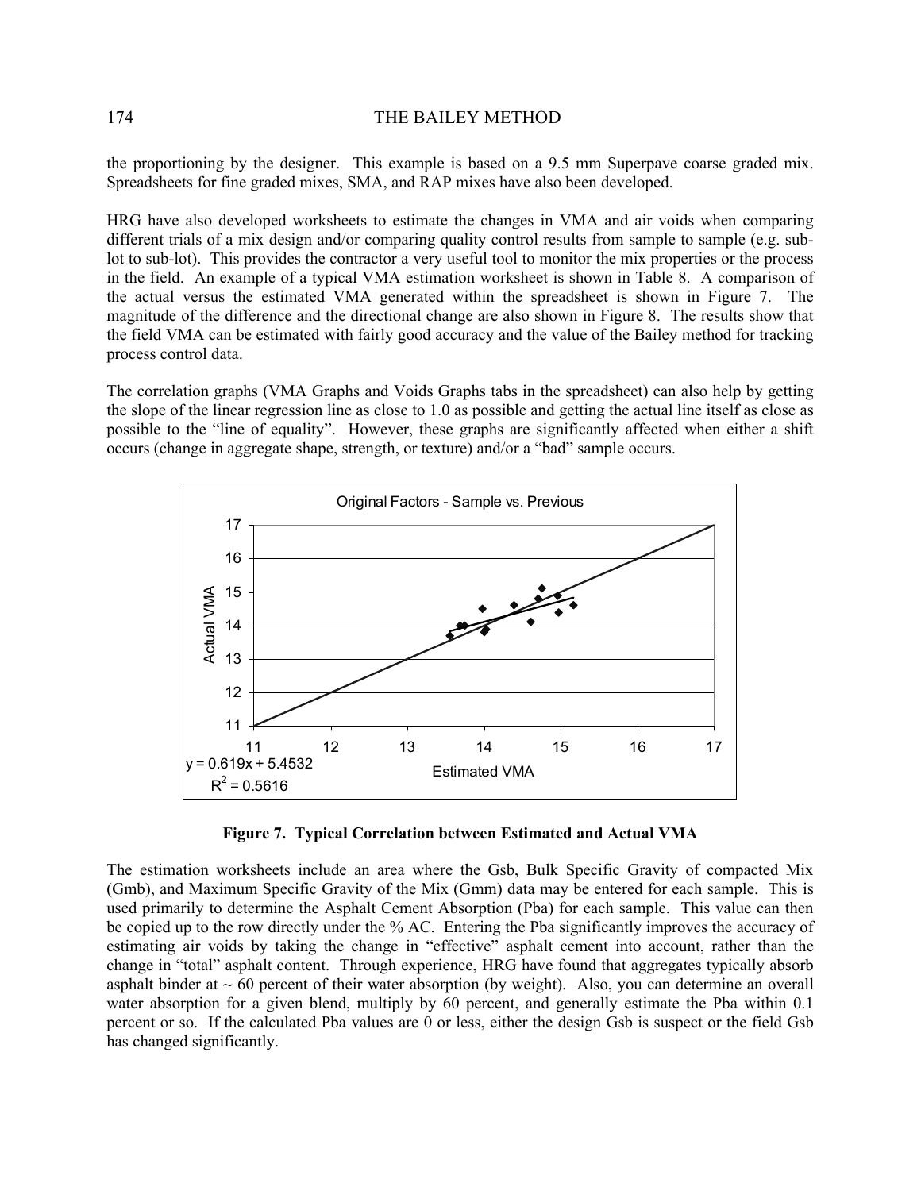the proportioning by the designer. This example is based on a 9.5 mm Superpave coarse graded mix. Spreadsheets for fine graded mixes, SMA, and RAP mixes have also been developed.

HRG have also developed worksheets to estimate the changes in VMA and air voids when comparing different trials of a mix design and/or comparing quality control results from sample to sample (e.g. sub-lot to sub-lot). This provides the contractor a very useful tool to monitor the mix properties or the process in the field. An example of a typical VMA estimation worksheet is shown in Table 8. A comparison of the actual versus the estimated VMA generated within the spreadsheet is shown in Figure 7. The magnitude of the difference and the directional change are also shown in Figure 8. The results show that the field VMA can be estimated with fairly good accuracy and the value of the Bailey method for tracking process control data.

The correlation graphs (VMA Graphs and Voids Graphs tabs in the spreadsheet) can also help by getting the slope of the linear regression line as close to 1.0 as possible and getting the actual line itself as close as possible to the "line of equality". However, these graphs are significantly affected when either a shift occurs (change in aggregate shape, strength, or texture) and/or a "bad" sample occurs.

Original Factors - Sample vs. Previous

$y = 0.619x + 5.4532$

$R^2 = 0.5616$

**Figure 7. Typical Correlation between Estimated and Actual VMA**

The estimation worksheets include an area where the Gsb, Bulk Specific Gravity of compacted Mix (Gmb), and Maximum Specific Gravity of the Mix (Gmm) data may be entered for each sample. This is used primarily to determine the Asphalt Cement Absorption (Pba) for each sample. This value can then be copied up to the row directly under the % AC. Entering the Pba significantly improves the accuracy of estimating air voids by taking the change in "effective" asphalt cement into account, rather than the change in "total" asphalt content. Through experience, HRG have found that aggregates typically absorb asphalt binder at ~ 60 percent of their water absorption (by weight). Also, you can determine an overall water absorption for a given blend, multiply by 60 percent, and generally estimate the Pba within 0.1 percent or so. If the calculated Pba values are 0 or less, either the design Gsb is suspect or the field Gsb has changed significantly.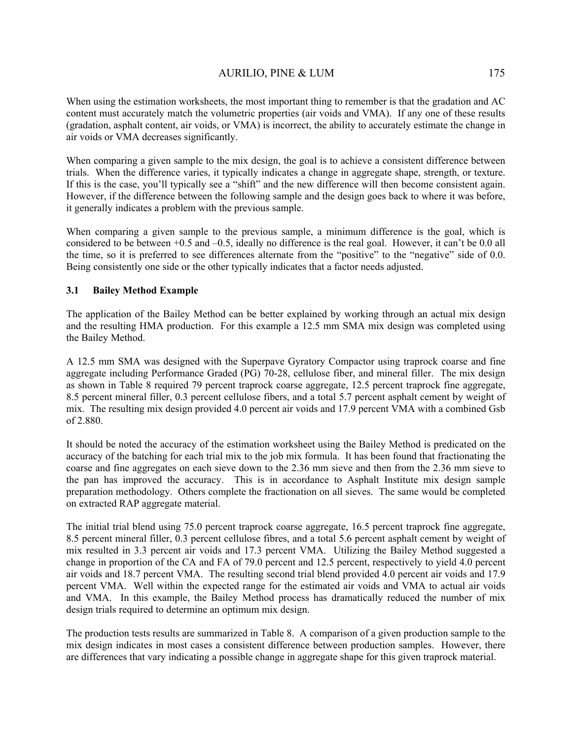When using the estimation worksheets, the most important thing to remember is that the gradation and AC content must accurately match the volumetric properties (air voids and VMA). If any one of these results (gradation, asphalt content, air voids, or VMA) is incorrect, the ability to accurately estimate the change in air voids or VMA decreases significantly.

When comparing a given sample to the mix design, the goal is to achieve a consistent difference between trials. When the difference varies, it typically indicates a change in aggregate shape, strength, or texture. If this is the case, you'll typically see a "shift" and the new difference will then become consistent again. However, if the difference between the following sample and the design goes back to where it was before, it generally indicates a problem with the previous sample.

When comparing a given sample to the previous sample, a minimum difference is the goal, which is considered to be between +0.5 and –0.5, ideally no difference is the real goal. However, it can't be 0.0 all the time, so it is preferred to see differences alternate from the "positive" to the "negative" side of 0.0. Being consistently one side or the other typically indicates that a factor needs adjusted.

### 3.1 Bailey Method Example

The application of the Bailey Method can be better explained by working through an actual mix design and the resulting HMA production. For this example a 12.5 mm SMA mix design was completed using the Bailey Method.

A 12.5 mm SMA was designed with the Superpave Gyratory Compactor using traprock coarse and fine aggregate including Performance Graded (PG) 70-28, cellulose fiber, and mineral filler. The mix design as shown in Table 8 required 79 percent traprock coarse aggregate, 12.5 percent traprock fine aggregate, 8.5 percent mineral filler, 0.3 percent cellulose fibers, and a total 5.7 percent asphalt cement by weight of mix. The resulting mix design provided 4.0 percent air voids and 17.9 percent VMA with a combined Gsb of 2.880.

It should be noted the accuracy of the estimation worksheet using the Bailey Method is predicated on the accuracy of the batching for each trial mix to the job mix formula. It has been found that fractionating the coarse and fine aggregates on each sieve down to the 2.36 mm sieve and then from the 2.36 mm sieve to the pan has improved the accuracy. This is in accordance to Asphalt Institute mix design sample preparation methodology. Others complete the fractionation on all sieves. The same would be completed on extracted RAP aggregate material.

The initial trial blend using 75.0 percent traprock coarse aggregate, 16.5 percent traprock fine aggregate, 8.5 percent mineral filler, 0.3 percent cellulose fibres, and a total 5.6 percent asphalt cement by weight of mix resulted in 3.3 percent air voids and 17.3 percent VMA. Utilizing the Bailey Method suggested a change in proportion of the CA and FA of 79.0 percent and 12.5 percent, respectively to yield 4.0 percent air voids and 18.7 percent VMA. The resulting second trial blend provided 4.0 percent air voids and 17.9 percent VMA. Well within the expected range for the estimated air voids and VMA to actual air voids and VMA. In this example, the Bailey Method process has dramatically reduced the number of mix design trials required to determine an optimum mix design.

The production tests results are summarized in Table 8. A comparison of a given production sample to the mix design indicates in most cases a consistent difference between production samples. However, there are differences that vary indicating a possible change in aggregate shape for this given traprock material.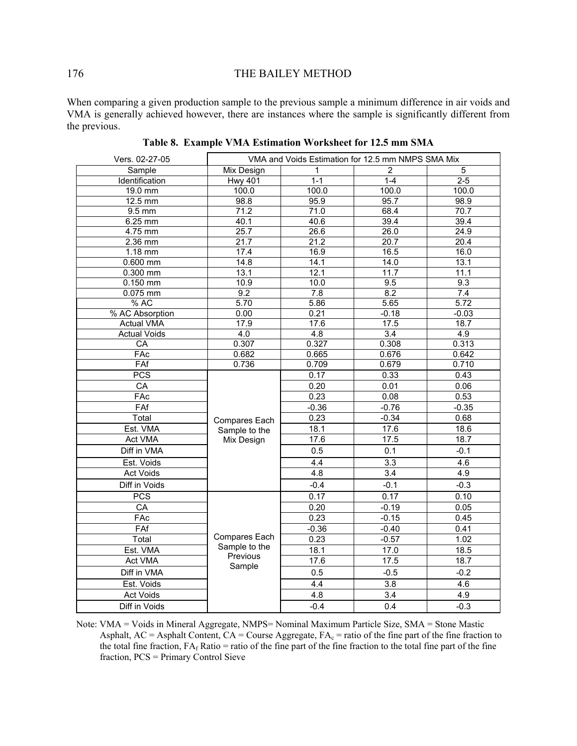When comparing a given production sample to the previous sample a minimum difference in air voids and VMA is generally achieved however, there are instances where the sample is significantly different from the previous.

**Table 8. Example VMA Estimation Worksheet for 12.5 mm SMA**

| Vers. 02-27-05 | VMA and Voids Estimation for 12.5 mm NMPS SMA Mix | | | |
|---|---|---|---|---|
| Sample | Mix Design | 1 | 2 | 5 |
| Identification | Hwy 401 | 1-1 | 1-4 | 2-5 |
| 19.0 mm | 100.0 | 100.0 | 100.0 | 100.0 |
| 12.5 mm | 98.8 | 95.9 | 95.7 | 98.9 |
| 9.5 mm | 71.2 | 71.0 | 68.4 | 70.7 |
| 6.25 mm | 40.1 | 40.6 | 39.4 | 39.4 |
| 4.75 mm | 25.7 | 26.6 | 26.0 | 24.9 |
| 2.36 mm | 21.7 | 21.2 | 20.7 | 20.4 |
| 1.18 mm | 17.4 | 16.9 | 16.5 | 16.0 |
| 0.600 mm | 14.8 | 14.1 | 14.0 | 13.1 |
| 0.300 mm | 13.1 | 12.1 | 11.7 | 11.1 |
| 0.150 mm | 10.9 | 10.0 | 9.5 | 9.3 |
| 0.075 mm | 9.2 | 7.8 | 8.2 | 7.4 |
| % AC | 5.70 | 5.86 | 5.65 | 5.72 |
| % AC Absorption | 0.00 | 0.21 | -0.18 | -0.03 |
| Actual VMA | 17.9 | 17.6 | 17.5 | 18.7 |
| Actual Voids | 4.0 | 4.8 | 3.4 | 4.9 |
| CA | 0.307 | 0.327 | 0.308 | 0.313 |
| FAc | 0.682 | 0.665 | 0.676 | 0.642 |
| FAf | 0.736 | 0.709 | 0.679 | 0.710 |
| PCS | Compares Each Sample to the Mix Design | 0.17 | 0.33 | 0.43 |
| CA | | 0.20 | 0.01 | 0.06 |
| FAc | | 0.23 | 0.08 | 0.53 |
| FAf | | -0.36 | -0.76 | -0.35 |
| Total | | 0.23 | -0.34 | 0.68 |
| Est. VMA | | 18.1 | 17.6 | 18.6 |
| Act VMA | | 17.6 | 17.5 | 18.7 |
| Diff in VMA | | 0.5 | 0.1 | -0.1 |
| Est. Voids | | 4.4 | 3.3 | 4.6 |
| Act Voids | | 4.8 | 3.4 | 4.9 |
| Diff in Voids | | -0.4 | -0.1 | -0.3 |
| PCS | Compares Each Sample to the Previous Sample | 0.17 | 0.17 | 0.10 |
| CA | | 0.20 | -0.19 | 0.05 |
| FAc | | 0.23 | -0.15 | 0.45 |
| FAf | | -0.36 | -0.40 | 0.41 |
| Total | | 0.23 | -0.57 | 1.02 |
| Est. VMA | | 18.1 | 17.0 | 18.5 |
| Act VMA | | 17.6 | 17.5 | 18.7 |
| Diff in VMA | | 0.5 | -0.5 | -0.2 |
| Est. Voids | | 4.4 | 3.8 | 4.6 |
| Act Voids | | 4.8 | 3.4 | 4.9 |
| Diff in Voids | | -0.4 | 0.4 | -0.3 |

Note: VMA = Voids in Mineral Aggregate, NMPS= Nominal Maximum Particle Size, SMA = Stone Mastic Asphalt, AC = Asphalt Content, CA = Course Aggregate, $FA_c$ = ratio of the fine part of the fine fraction to the total fine fraction, $FA_f$ Ratio = ratio of the fine part of the fine fraction to the total fine part of the fine fraction, PCS = Primary Control Sieve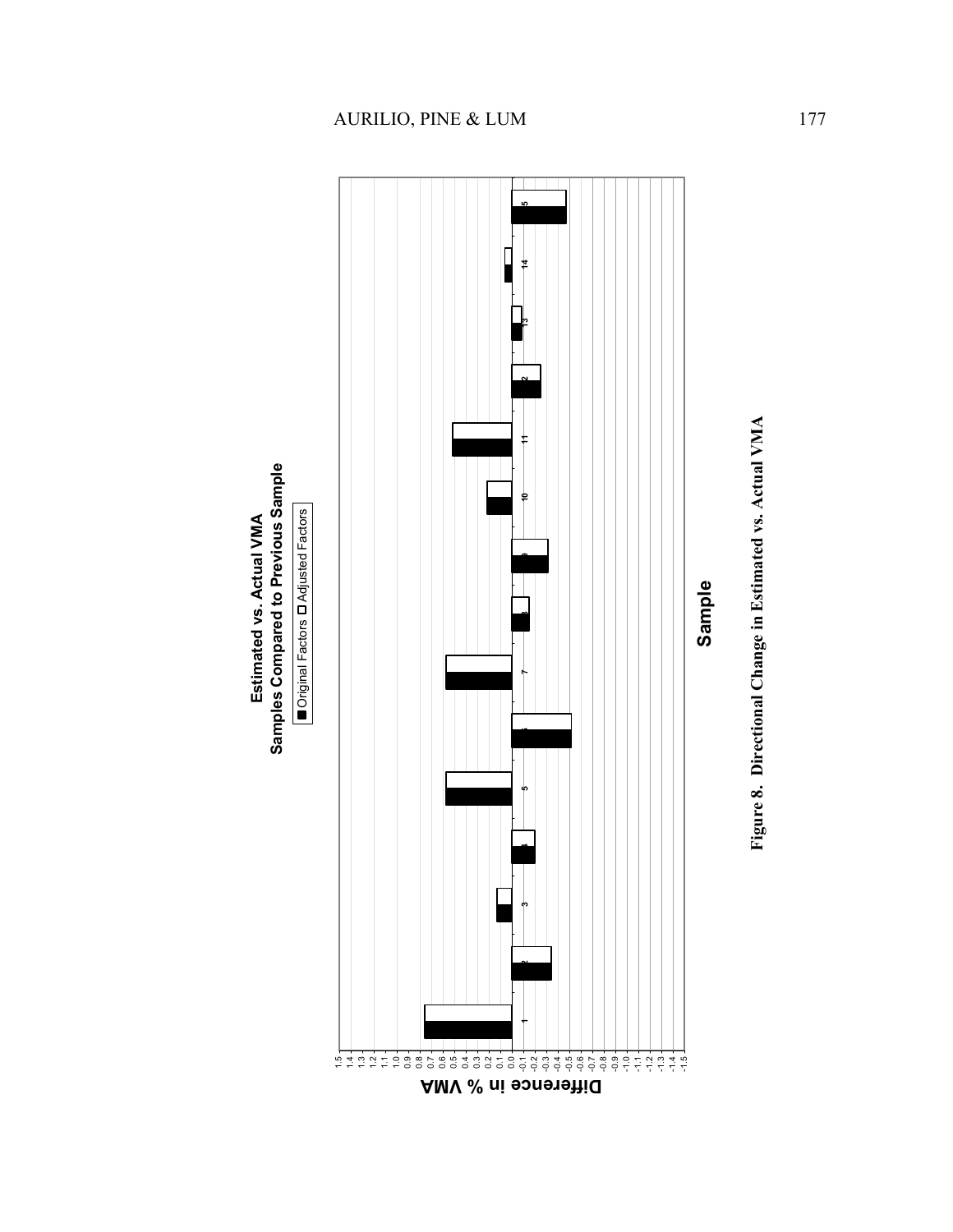**Estimated vs. Actual VMA**
**Samples Compared to Previous Sample**

■ Original Factors □ Adjusted Factors

Difference in % VMA

Sample

**Figure 8.** **Directional Change in Estimated vs. Actual VMA**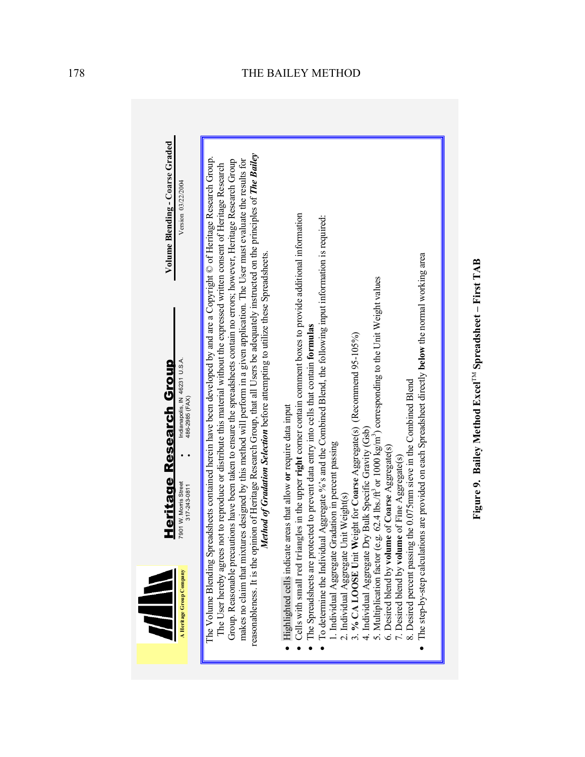**Heritage Research Group**

A Heritage Group Company

7901 W. Morris Street : Indianapolis, IN 46231 U.S.A.
317-243-0811 : 486-2985 (FAX)

**Volume Blending - Coarse Graded**

Version 03/22/2004

The Volume Blending Spreadsheets contained herein have been developed by and are a Copyright © of Heritage Research Group. The User hereby agrees not to reproduce or distribute this material without the expressed written consent of Heritage Research Group. Reasonable precautions have been taken to ensure the spreadsheets contain no errors; however, Heritage Research Group makes no claim that mixtures designed by this method will perform in a given application. The User must evaluate the results for reasonableness. It is the opinion of Heritage Research Group, that all Users be adequately instructed on the principles of ***The Bailey Method of Gradation Selection*** before attempting to utilize these Spreadsheets.

- Highlighted cells indicate areas that allow **or** require data input
- Cells with **small red triangles** in the upper **right** corner contain comment boxes to provide additional information
- The Spreadsheets are protected to prevent data entry into cells that contain **formulas**
- To determine the Individual Aggregate %'s and the Combined Blend, the following input information is required:
  1. Individual Aggregate Gradation in percent passing
  2. Individual Aggregate Unit Weight(s)
  3. **% CA LOOSE** Unit **W**eight for **Coarse** Aggregate(s) (Recommend 95-105%)
  4. Individual Aggregate Dry Bulk Specific Gravity (Gsb)
  5. Multiplication factor (e.g. 62.4 lbs./ft$^3$ or 1000 kg/m$^3$) corresponding to the Unit Weight values
  6. Desired blend by **volume** of **Coarse** Aggregate(s)
  7. Desired blend by **volume** of **Fine** Aggregate(s)
  8. Desired percent passing the 0.075mm sieve in the Combined Blend
- The step-by-step calculations are provided on each Spreadsheet directly **below** the normal working area

**Figure 9. Bailey Method Excel™ Spreadsheet – First TAB**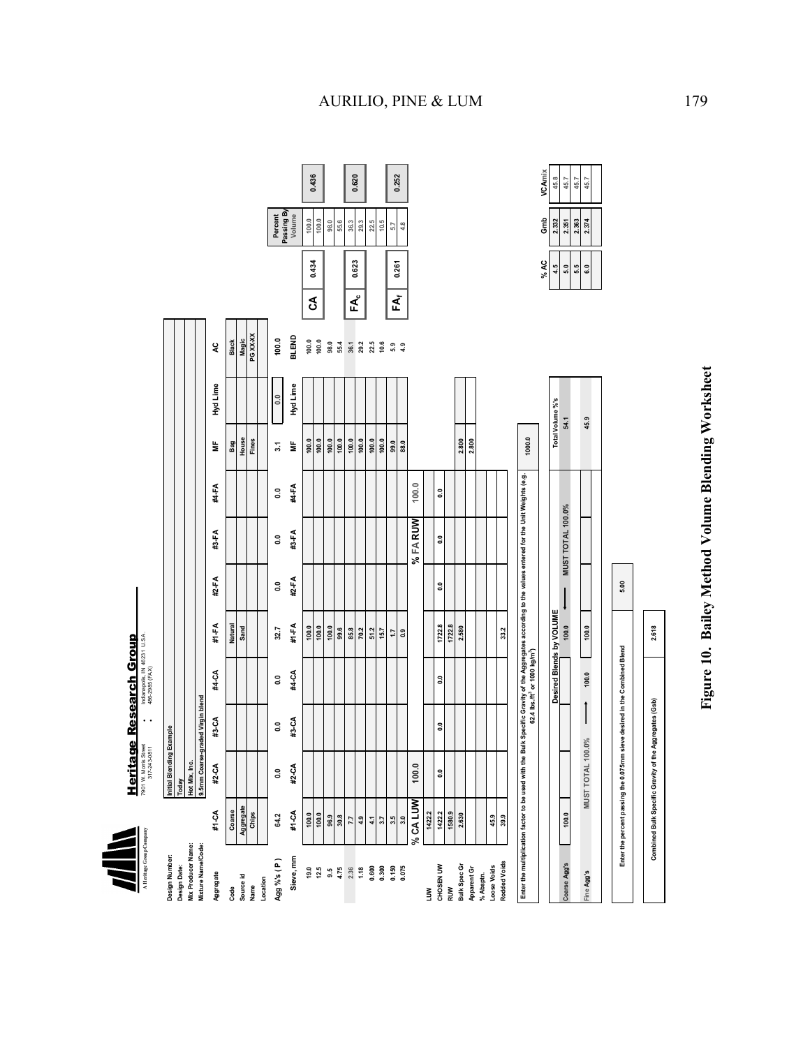**Heritage Research Group**

A Heritage Group Company

7901 W. Morris Street : Indianapolis, IN 46231 U.S.A.
317-243-0811 : 486-2985 (FAX)

| | |
|---|---|
| Design Number: | Initial Blending Example |
| Design Date: | Today |
| Mix Producer Name: | Hot Mix, Inc. |
| Mixture Name/Code: | 9.5mm Coarse-graded Virgin blend |

| Aggregate | #1-CA | #2-CA | #3-CA | #4-CA | #1-FA | #2-FA | #3-FA | #4-FA | MF | Hyd Lime | AC |
|---|---|---|---|---|---|---|---|---|---|---|---|
| Code | Coarse | | | | Natural | | | | Bag | | Black |
| Source id | Aggregate | | | | Sand | | | | House | | Magic |
| Name | Chips | | | | | | | | Fines | | PG XX-XX |
| Location | | | | | | | | | | | |
| Agg %'s ( P ) | 64.2 | 0.0 | 0.0 | 0.0 | 32.7 | 0.0 | 0.0 | 0.0 | 3.1 | 0.0 | 100.0 |

| Sieve, mm | #1-CA | #2-CA | #3-CA | #4-CA | #1-FA | #2-FA | #3-FA | #4-FA | MF | Hyd Lime | BLEND | | | Percent Passing By Volume | |
|---|---|---|---|---|---|---|---|---|---|---|---|---|---|---|---|
| 19.0 | 100.0 | | | | 100.0 | | | | 100.0 | | 100.0 | | | 100.0 | |
| 12.5 | 100.0 | | | | 100.0 | | | | 100.0 | | 100.0 | CA | 0.434 | 100.0 | 0.436 |
| 9.5 | 96.9 | | | | 100.0 | | | | 100.0 | | 98.0 | | | 98.0 | |
| 4.75 | 30.8 | | | | 99.6 | | | | 100.0 | | 55.4 | | | 55.6 | |
| 2.36 | 7.7 | | | | 85.8 | | | | 100.0 | | 36.1 | | | 36.3 | |
| 1.18 | 4.9 | | | | 70.2 | | | | 100.0 | | 29.2 | $FA_c$ | 0.623 | 29.3 | 0.620 |
| 0.600 | 4.1 | | | | 51.2 | | | | 100.0 | | 22.5 | | | 22.5 | |
| 0.300 | 3.7 | | | | 15.7 | | | | 100.0 | | 10.6 | | | 10.5 | |
| 0.150 | 3.5 | | | | 1.7 | | | | 99.0 | | 5.9 | $FA_f$ | 0.261 | 5.7 | 0.252 |
| 0.075 | 3.0 | | | | 0.9 | | | | 88.0 | | 4.9 | | | 4.8 | |

| | #1-CA | #2-CA | #3-CA | #4-CA | #1-FA | #2-FA | #3-FA | #4-FA | MF |
|---|---|---|---|---|---|---|---|---|---|
| % CA LUW | 100.0 | | | | | | % FA RUW | 100.0 | |
| LUW | 1422.2 | | | | | | | | |
| CHOSEN UW | 1422.2 | 0.0 | 0.0 | 0.0 | 1722.8 | 0.0 | 0.0 | 0.0 | |
| RUW | 1580.9 | | | | 1722.8 | | | | |
| Bulk Spec Gr | 2.630 | | | | 2.580 | | | | 2.800 |
| Apparent Gr | | | | | | | | | 2.800 |
| % Absptn. | | | | | | | | | |
| Loose Voids | 45.9 | | | | | | | | |
| Rodded Voids | 39.9 | | | | 33.2 | | | | |

Enter the multiplication factor to be used with the Bulk Specific Gravity of the Aggregates according to the values entered for the Unit Weights (e.g. 62.4 lbs./ft$^3$ or 1000 kg/m$^3$): 1000.0

| | Desired Blends by VOLUME | | | Total Volume %'s |
|---|---|---|---|---|
| Coarse Agg's | 100.0 | 100.0 ⟵ | MUST TOTAL 100.0% | 54.1 |
| Fine Agg's | MUST TOTAL 100.0% ⟶ | 100.0 | 100.0 | 45.9 |

Enter the percent passing the 0.075mm sieve desired in the Combined Blend: 5.00

Combined Bulk Specific Gravity of the Aggregates (Gsb): 2.618

| % AC | Gmb | VCAmix |
|---|---|---|
| 4.5 | 2.332 | 45.8 |
| 5.0 | 2.351 | 45.7 |
| 5.5 | 2.363 | 45.7 |
| 6.0 | 2.374 | 45.7 |

**Figure 10. Bailey Method Volume Blending Worksheet**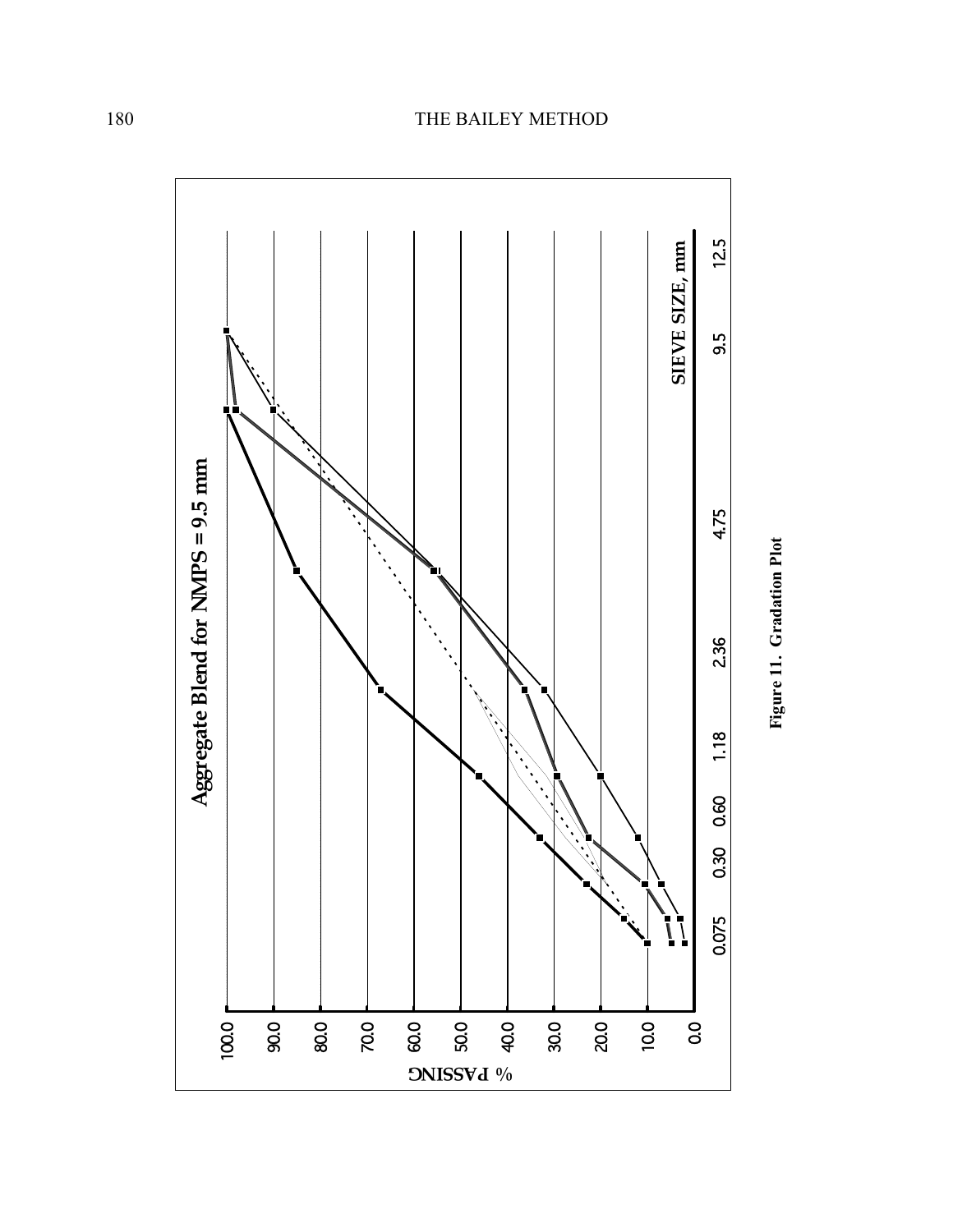Aggregate Blend for NMPS = 9.5 mm

% PASSING

100.0
90.0
80.0
70.0
60.0
50.0
40.0
30.0
20.0
10.0
0.0

SIEVE SIZE, mm

0.075 0.30 0.60 1.18 2.36 4.75 9.5 12.5

**Figure 11. Gradation Plot**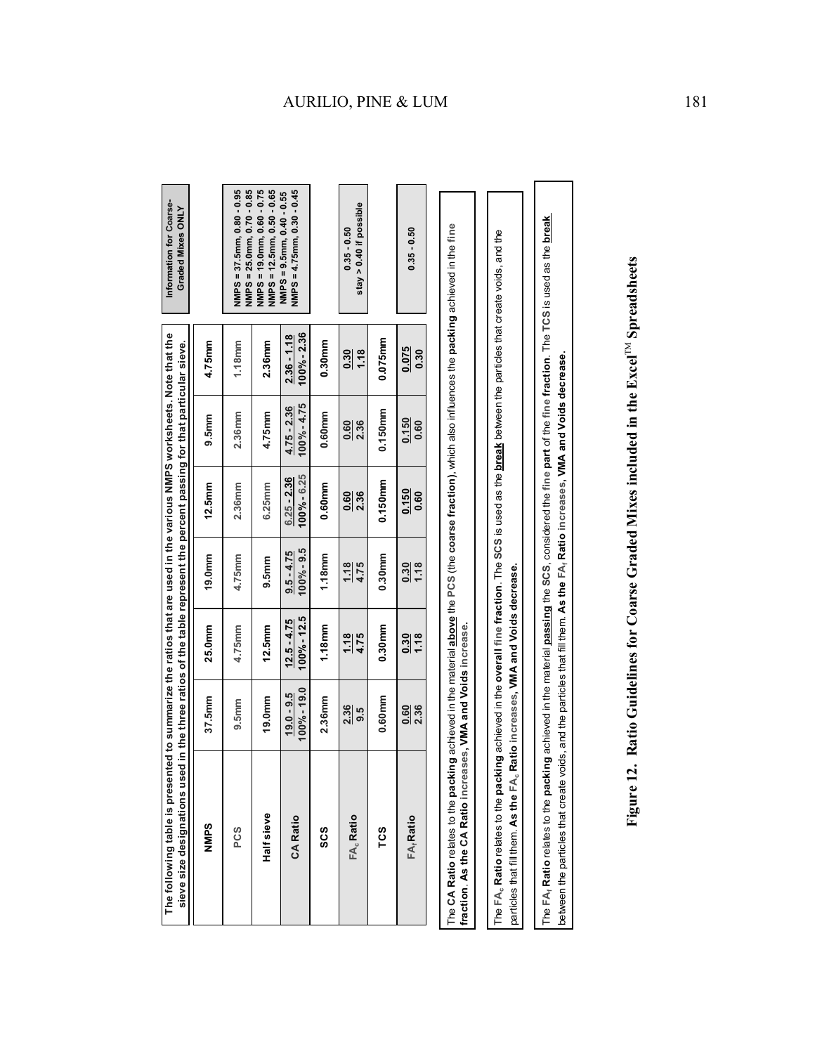The following table is presented to summarize the ratios that are used in the various NMPS worksheets. Note that the sieve size designations used in the three ratios of the table represent the percent passing for that particular sieve.

| NMPS | 37.5mm | 25.0mm | 19.0mm | 12.5mm | 9.5mm | 4.75mm | Information for Coarse-Graded Mixes ONLY |
|---|---|---|---|---|---|---|---|
| PCS | 9.5mm | 4.75mm | 4.75mm | 2.36mm | 2.36mm | 1.18mm | |
| Half sieve | 19.0mm | 12.5mm | 9.5mm | 6.25mm | 4.75mm | 2.36mm | |
| CA Ratio | $\frac{19.0 - 9.5}{100\% - 19.0}$ | $\frac{12.5 - 4.75}{100\% - 12.5}$ | $\frac{9.5 - 4.75}{100\% - 9.5}$ | $\frac{6.25 - 2.36}{100\% - 6.25}$ | $\frac{4.75 - 2.36}{100\% - 4.75}$ | $\frac{2.36 - 1.18}{100\% - 2.36}$ | NMPS = 37.5mm, 0.80 - 0.95<br>NMPS = 25.0mm, 0.70 - 0.85<br>NMPS = 19.0mm, 0.60 - 0.75<br>NMPS = 12.5mm, 0.50 - 0.65<br>NMPS = 9.5mm, 0.40 - 0.55<br>NMPS = 4.75mm, 0.30 - 0.45 |
| SCS | 2.36mm | 1.18mm | 1.18mm | 0.60mm | 0.60mm | 0.30mm | |
| $FA_c$ Ratio | $\frac{2.36}{9.5}$ | $\frac{1.18}{4.75}$ | $\frac{1.18}{4.75}$ | $\frac{0.60}{2.36}$ | $\frac{0.60}{2.36}$ | $\frac{0.30}{1.18}$ | 0.35 - 0.50<br>stay > 0.40 if possible |
| TCS | 0.60mm | 0.30mm | 0.30mm | 0.150mm | 0.150mm | 0.075mm | |
| $FA_f$ Ratio | $\frac{0.60}{2.36}$ | $\frac{0.30}{1.18}$ | $\frac{0.30}{1.18}$ | $\frac{0.150}{0.60}$ | $\frac{0.150}{0.60}$ | $\frac{0.075}{0.30}$ | 0.35 - 0.50 |

The **CA Ratio** relates to the **packing** achieved in the material **above** the PCS (the **coarse fraction**), which also influences the **packing** achieved in the fine **fraction**. **As the CA Ratio** increases, **VMA and Voids** increase.

The **$FA_c$ Ratio** relates to the **packing** achieved in the **overall** fine **fraction**. The **SCS** is used as the **break** between the particles that create voids, and the particles that fill them. **As the $FA_c$ Ratio** increases, **VMA and Voids decrease.**

The **$FA_f$ Ratio** relates to the **packing** achieved in the material **passing** the **SCS**, considered the fine **part** of the fine **fraction**. The **TCS** is used as the **break** between the particles that create voids, and the particles that fill them. **As the $FA_f$ Ratio** increases, **VMA and Voids decrease.**

**Figure 12. Ratio Guidelines for Coarse Graded Mixes included in the Excel™ Spreadsheets**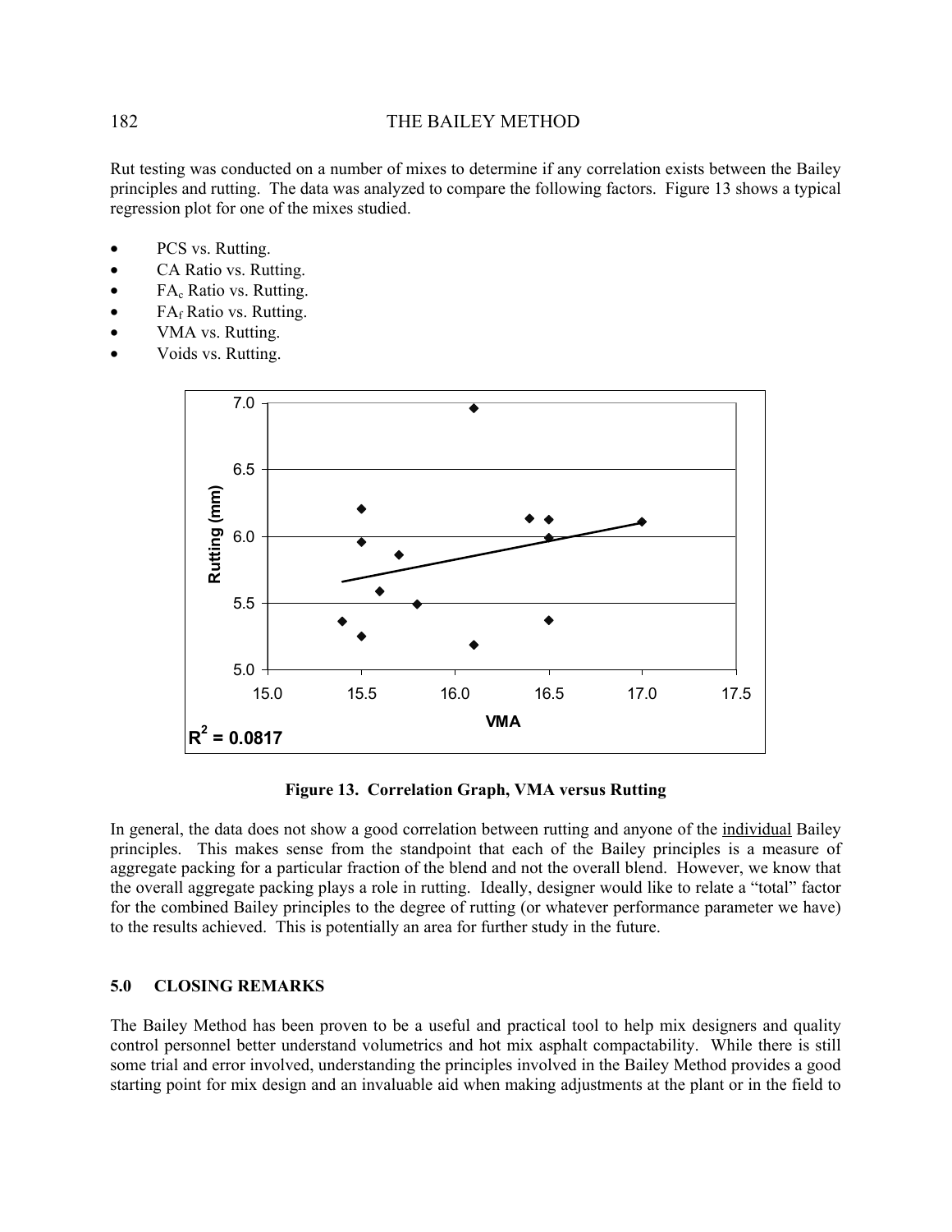Rut testing was conducted on a number of mixes to determine if any correlation exists between the Bailey principles and rutting. The data was analyzed to compare the following factors. Figure 13 shows a typical regression plot for one of the mixes studied.

- PCS vs. Rutting.
- CA Ratio vs. Rutting.
- $FA_c$ Ratio vs. Rutting.
- $FA_f$ Ratio vs. Rutting.
- VMA vs. Rutting.
- Voids vs. Rutting.

**Figure 13. Correlation Graph, VMA versus Rutting**

In general, the data does not show a good correlation between rutting and anyone of the <u>individual</u> Bailey principles. This makes sense from the standpoint that each of the Bailey principles is a measure of aggregate packing for a particular fraction of the blend and not the overall blend. However, we know that the overall aggregate packing plays a role in rutting. Ideally, designer would like to relate a "total" factor for the combined Bailey principles to the degree of rutting (or whatever performance parameter we have) to the results achieved. This is potentially an area for further study in the future.

## 5.0 CLOSING REMARKS

The Bailey Method has been proven to be a useful and practical tool to help mix designers and quality control personnel better understand volumetrics and hot mix asphalt compactability. While there is still some trial and error involved, understanding the principles involved in the Bailey Method provides a good starting point for mix design and an invaluable aid when making adjustments at the plant or in the field to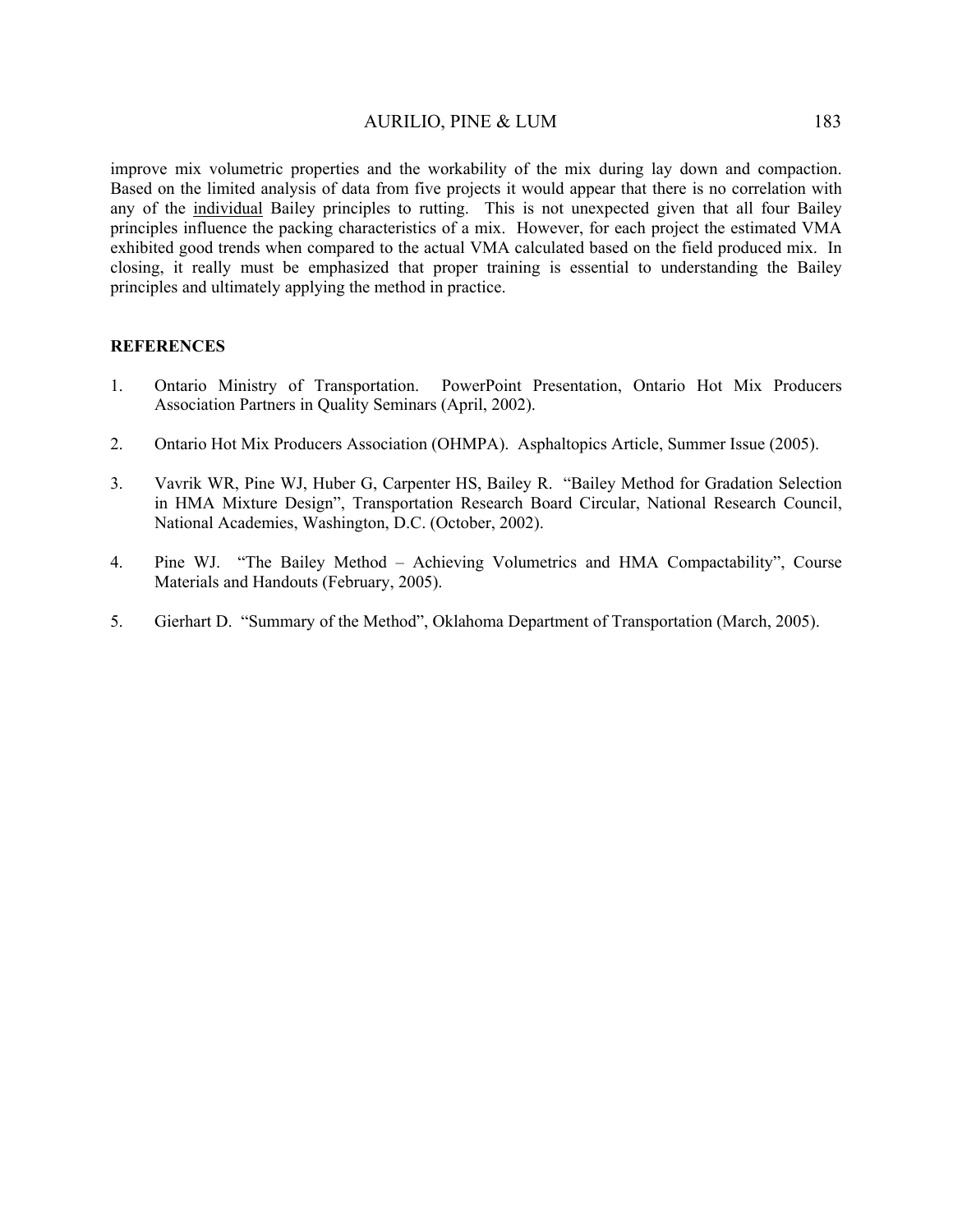improve mix volumetric properties and the workability of the mix during lay down and compaction. Based on the limited analysis of data from five projects it would appear that there is no correlation with any of the <u>individual</u> Bailey principles to rutting. This is not unexpected given that all four Bailey principles influence the packing characteristics of a mix. However, for each project the estimated VMA exhibited good trends when compared to the actual VMA calculated based on the field produced mix. In closing, it really must be emphasized that proper training is essential to understanding the Bailey principles and ultimately applying the method in practice.

## REFERENCES

1. Ontario Ministry of Transportation. PowerPoint Presentation, Ontario Hot Mix Producers Association Partners in Quality Seminars (April, 2002).

2. Ontario Hot Mix Producers Association (OHMPA). Asphaltopics Article, Summer Issue (2005).

3. Vavrik WR, Pine WJ, Huber G, Carpenter HS, Bailey R. "Bailey Method for Gradation Selection in HMA Mixture Design", Transportation Research Board Circular, National Research Council, National Academies, Washington, D.C. (October, 2002).

4. Pine WJ. "The Bailey Method – Achieving Volumetrics and HMA Compactability", Course Materials and Handouts (February, 2005).

5. Gierhart D. "Summary of the Method", Oklahoma Department of Transportation (March, 2005).